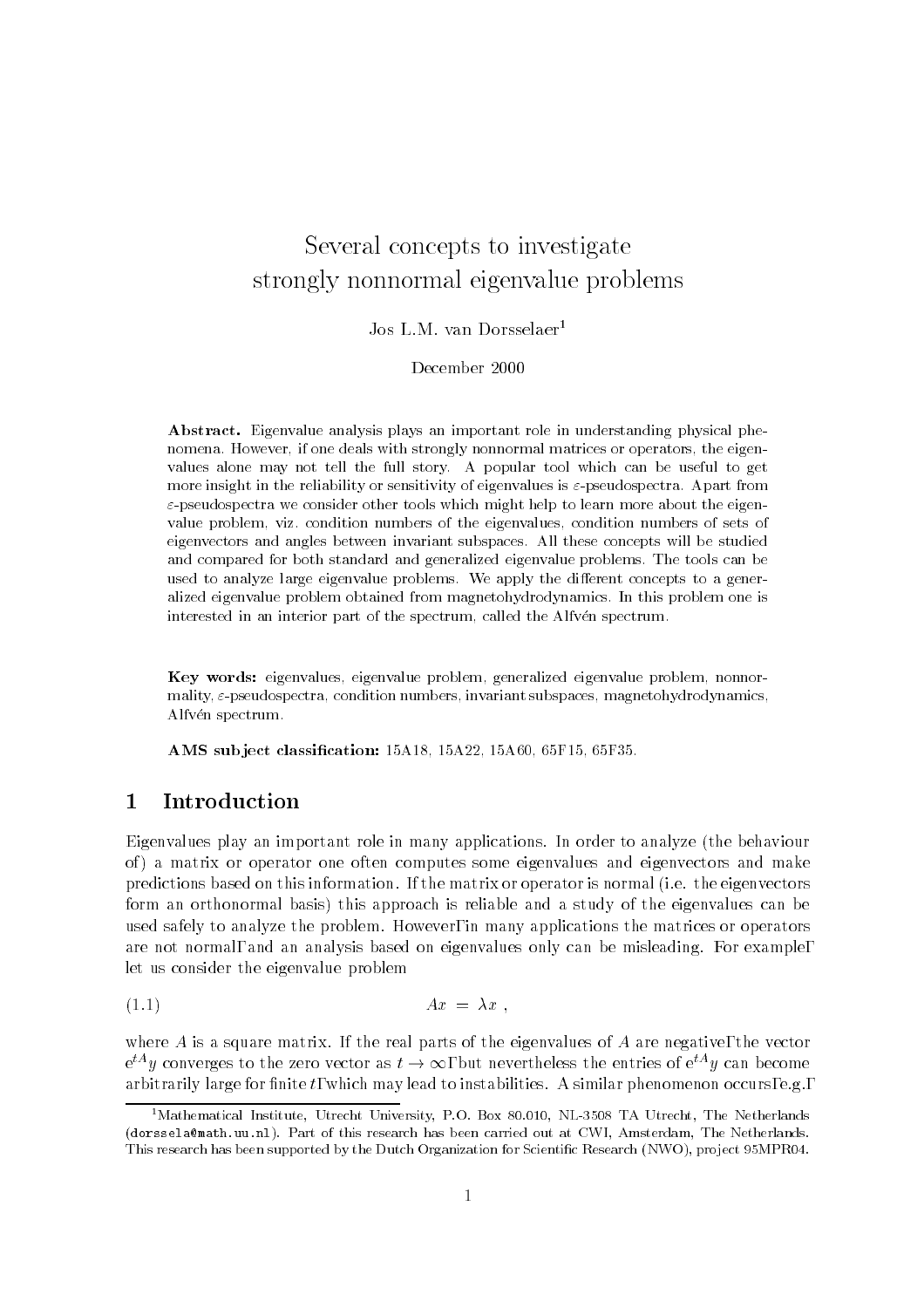# Several concepts to investigate strongly nonnormal eigenvalue problems

Jos L.M. van Dorsselaer[1]

December 2000

**Abstract.** Eigenvalue analysis plays an important role in understanding physical phenomena. However, if one deals with strongly nonnormal matrices or operators, the eigenvalues alone may not tell the full story. A popular tool which can be useful to get more insight in the reliability or sensitivity of eigenvalues is $\varepsilon$-pseudospectra. Apart from $\varepsilon$-pseudospectra we consider other tools which might help to learn more about the eigenvalue problem, viz. condition numbers of the eigenvalues, condition numbers of sets of eigenvectors and angles between invariant subspaces. All these concepts will be studied and compared for both standard and generalized eigenvalue problems. The tools can be used to analyze large eigenvalue problems. We apply the different concepts to a generalized eigenvalue problem obtained from magnetohydrodynamics. In this problem one is interested in an interior part of the spectrum, called the Alfvén spectrum.

**Key words:** eigenvalues, eigenvalue problem, generalized eigenvalue problem, nonnormality, $\varepsilon$-pseudospectra, condition numbers, invariant subspaces, magnetohydrodynamics, Alfvén spectrum.

**AMS subject classification:** 15A18, 15A22, 15A60, 65F15, 65F35.

## 1 Introduction

Eigenvalues play an important role in many applications. In order to analyze (the behaviour of) a matrix or operator one often computes some eigenvalues and eigenvectors and make predictions based on this information. If the matrix or operator is normal (i.e. the eigenvectors form an orthonormal basis) this approach is reliable and a study of the eigenvalues can be used safely to analyze the problem. However, in many applications the matrices or operators are not normal, and an analysis based on eigenvalues only can be misleading. For example, let us consider the eigenvalue problem

$$Ax = \lambda x , \qquad (1.1)$$

where $A$ is a square matrix. If the real parts of the eigenvalues of $A$ are negative, the vector $e^{tA}y$ converges to the zero vector as $t \to \infty$, but nevertheless the entries of $e^{tA}y$ can become arbitrarily large for finite $t$, which may lead to instabilities. A similar phenomenon occurs, e.g.,

[1]Mathematical Institute, Utrecht University, P.O. Box 80.010, NL-3508 TA Utrecht, The Netherlands (dorssela@math.uu.nl). Part of this research has been carried out at CWI, Amsterdam, The Netherlands. This research has been supported by the Dutch Organization for Scientific Research (NWO), project 95MPR04.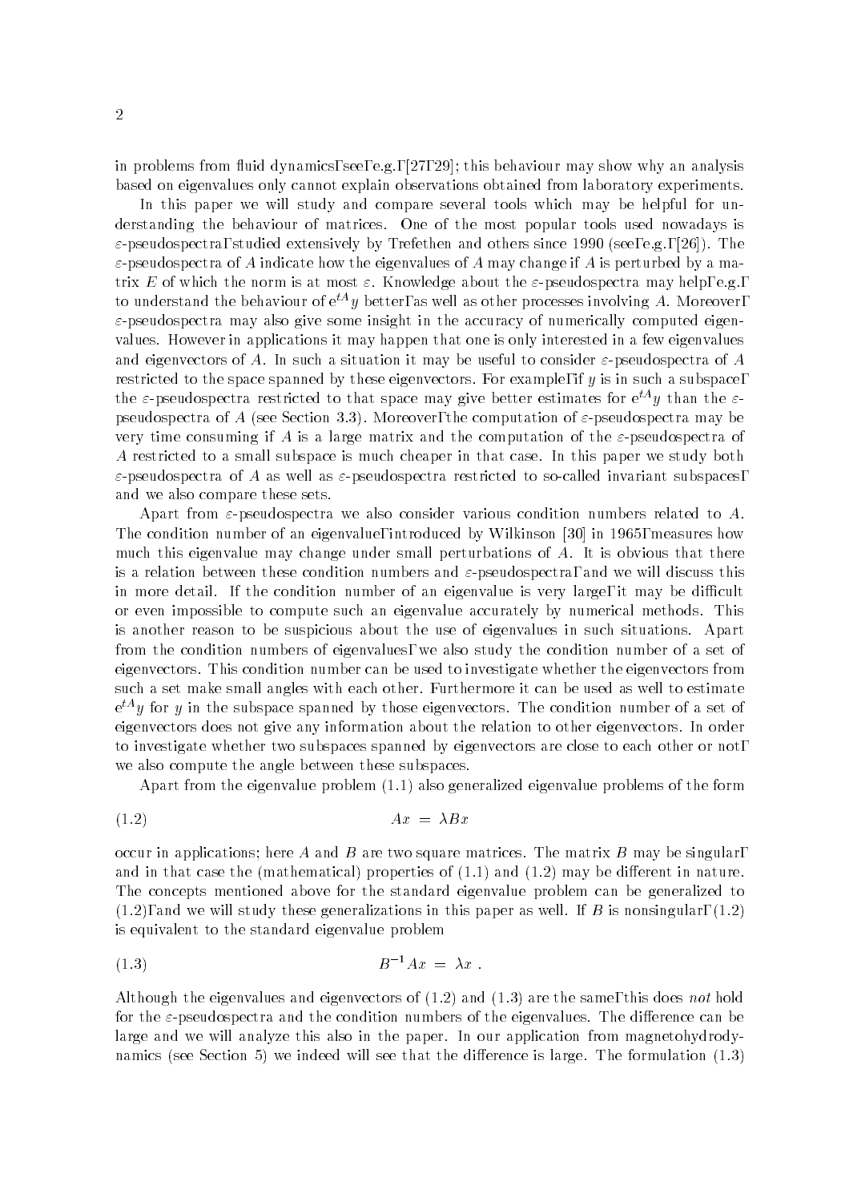in problems from fluid dynamics, see, e.g., [27, 29]; this behaviour may show why an analysis based on eigenvalues only cannot explain observations obtained from laboratory experiments.

In this paper we will study and compare several tools which may be helpful for understanding the behaviour of matrices. One of the most popular tools used nowadays is $\varepsilon$-pseudospectra, studied extensively by Trefethen and others since 1990 (see, e.g., [26]). The $\varepsilon$-pseudospectra of $A$ indicate how the eigenvalues of $A$ may change if $A$ is perturbed by a matrix $E$ of which the norm is at most $\varepsilon$. Knowledge about the $\varepsilon$-pseudospectra may help, e.g., to understand the behaviour of $e^{tA}y$ better, as well as other processes involving $A$. Moreover, $\varepsilon$-pseudospectra may also give some insight in the accuracy of numerically computed eigenvalues. However in applications it may happen that one is only interested in a few eigenvalues and eigenvectors of $A$. In such a situation it may be useful to consider $\varepsilon$-pseudospectra of $A$ restricted to the space spanned by these eigenvectors. For example, if $y$ is in such a subspace, the $\varepsilon$-pseudospectra restricted to that space may give better estimates for $e^{tA}y$ than the $\varepsilon$-pseudospectra of $A$ (see Section 3.3). Moreover, the computation of $\varepsilon$-pseudospectra may be very time consuming if $A$ is a large matrix and the computation of the $\varepsilon$-pseudospectra of $A$ restricted to a small subspace is much cheaper in that case. In this paper we study both $\varepsilon$-pseudospectra of $A$ as well as $\varepsilon$-pseudospectra restricted to so-called invariant subspaces, and we also compare these sets.

Apart from $\varepsilon$-pseudospectra we also consider various condition numbers related to $A$. The condition number of an eigenvalue, introduced by Wilkinson [30] in 1965, measures how much this eigenvalue may change under small perturbations of $A$. It is obvious that there is a relation between these condition numbers and $\varepsilon$-pseudospectra, and we will discuss this in more detail. If the condition number of an eigenvalue is very large, it may be difficult or even impossible to compute such an eigenvalue accurately by numerical methods. This is another reason to be suspicious about the use of eigenvalues in such situations. Apart from the condition numbers of eigenvalues, we also study the condition number of a set of eigenvectors. This condition number can be used to investigate whether the eigenvectors from such a set make small angles with each other. Furthermore it can be used as well to estimate $e^{tA}y$ for $y$ in the subspace spanned by those eigenvectors. The condition number of a set of eigenvectors does not give any information about the relation to other eigenvectors. In order to investigate whether two subspaces spanned by eigenvectors are close to each other or not, we also compute the angle between these subspaces.

Apart from the eigenvalue problem (1.1) also generalized eigenvalue problems of the form

$$Ax = \lambda Bx \tag{1.2}$$

occur in applications; here $A$ and $B$ are two square matrices. The matrix $B$ may be singular, and in that case the (mathematical) properties of (1.1) and (1.2) may be different in nature. The concepts mentioned above for the standard eigenvalue problem can be generalized to (1.2), and we will study these generalizations in this paper as well. If $B$ is nonsingular, (1.2) is equivalent to the standard eigenvalue problem

$$B^{-1}Ax = \lambda x \ . \tag{1.3}$$

Although the eigenvalues and eigenvectors of (1.2) and (1.3) are the same, this does *not* hold for the $\varepsilon$-pseudospectra and the condition numbers of the eigenvalues. The difference can be large and we will analyze this also in the paper. In our application from magnetohydrodynamics (see Section 5) we indeed will see that the difference is large. The formulation (1.3)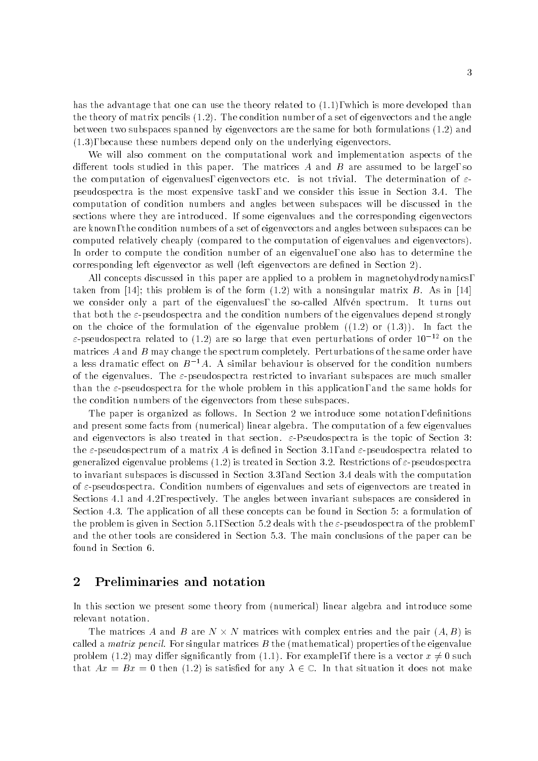has the advantage that one can use the theory related to (1.1), which is more developed than the theory of matrix pencils (1.2). The condition number of a set of eigenvectors and the angle between two subspaces spanned by eigenvectors are the same for both formulations (1.2) and (1.3), because these numbers depend only on the underlying eigenvectors.

We will also comment on the computational work and implementation aspects of the different tools studied in this paper. The matrices $A$ and $B$ are assumed to be large, so the computation of eigenvalues, eigenvectors etc. is not trivial. The determination of $\varepsilon$-pseudospectra is the most expensive task, and we consider this issue in Section 3.4. The computation of condition numbers and angles between subspaces will be discussed in the sections where they are introduced. If some eigenvalues and the corresponding eigenvectors are known, the condition numbers of a set of eigenvectors and angles between subspaces can be computed relatively cheaply (compared to the computation of eigenvalues and eigenvectors). In order to compute the condition number of an eigenvalue, one also has to determine the corresponding left eigenvector as well (left eigenvectors are defined in Section 2).

All concepts discussed in this paper are applied to a problem in magnetohydrodynamics, taken from [14]; this problem is of the form (1.2) with a nonsingular matrix $B$. As in [14] we consider only a part of the eigenvalues, the so-called Alfvén spectrum. It turns out that both the $\varepsilon$-pseudospectra and the condition numbers of the eigenvalues depend strongly on the choice of the formulation of the eigenvalue problem ((1.2) or (1.3)). In fact the $\varepsilon$-pseudospectra related to (1.2) are so large that even perturbations of order $10^{-12}$ on the matrices $A$ and $B$ may change the spectrum completely. Perturbations of the same order have a less dramatic effect on $B^{-1}A$. A similar behaviour is observed for the condition numbers of the eigenvalues. The $\varepsilon$-pseudospectra restricted to invariant subspaces are much smaller than the $\varepsilon$-pseudospectra for the whole problem in this application, and the same holds for the condition numbers of the eigenvectors from these subspaces.

The paper is organized as follows. In Section 2 we introduce some notation, definitions and present some facts from (numerical) linear algebra. The computation of a few eigenvalues and eigenvectors is also treated in that section. $\varepsilon$-Pseudospectra is the topic of Section 3: the $\varepsilon$-pseudospectrum of a matrix $A$ is defined in Section 3.1, and $\varepsilon$-pseudospectra related to generalized eigenvalue problems (1.2) is treated in Section 3.2. Restrictions of $\varepsilon$-pseudospectra to invariant subspaces is discussed in Section 3.3, and Section 3.4 deals with the computation of $\varepsilon$-pseudospectra. Condition numbers of eigenvalues and sets of eigenvectors are treated in Sections 4.1 and 4.2, respectively. The angles between invariant subspaces are considered in Section 4.3. The application of all these concepts can be found in Section 5: a formulation of the problem is given in Section 5.1, Section 5.2 deals with the $\varepsilon$-pseudospectra of the problem, and the other tools are considered in Section 5.3. The main conclusions of the paper can be found in Section 6.

## 2 Preliminaries and notation

In this section we present some theory from (numerical) linear algebra and introduce some relevant notation.

The matrices $A$ and $B$ are $N \times N$ matrices with complex entries and the pair $(A, B)$ is called a *matrix pencil*. For singular matrices $B$ the (mathematical) properties of the eigenvalue problem (1.2) may differ significantly from (1.1). For example, if there is a vector $x \neq 0$ such that $Ax = Bx = 0$ then (1.2) is satisfied for any $\lambda \in \mathbb{C}$. In that situation it does not make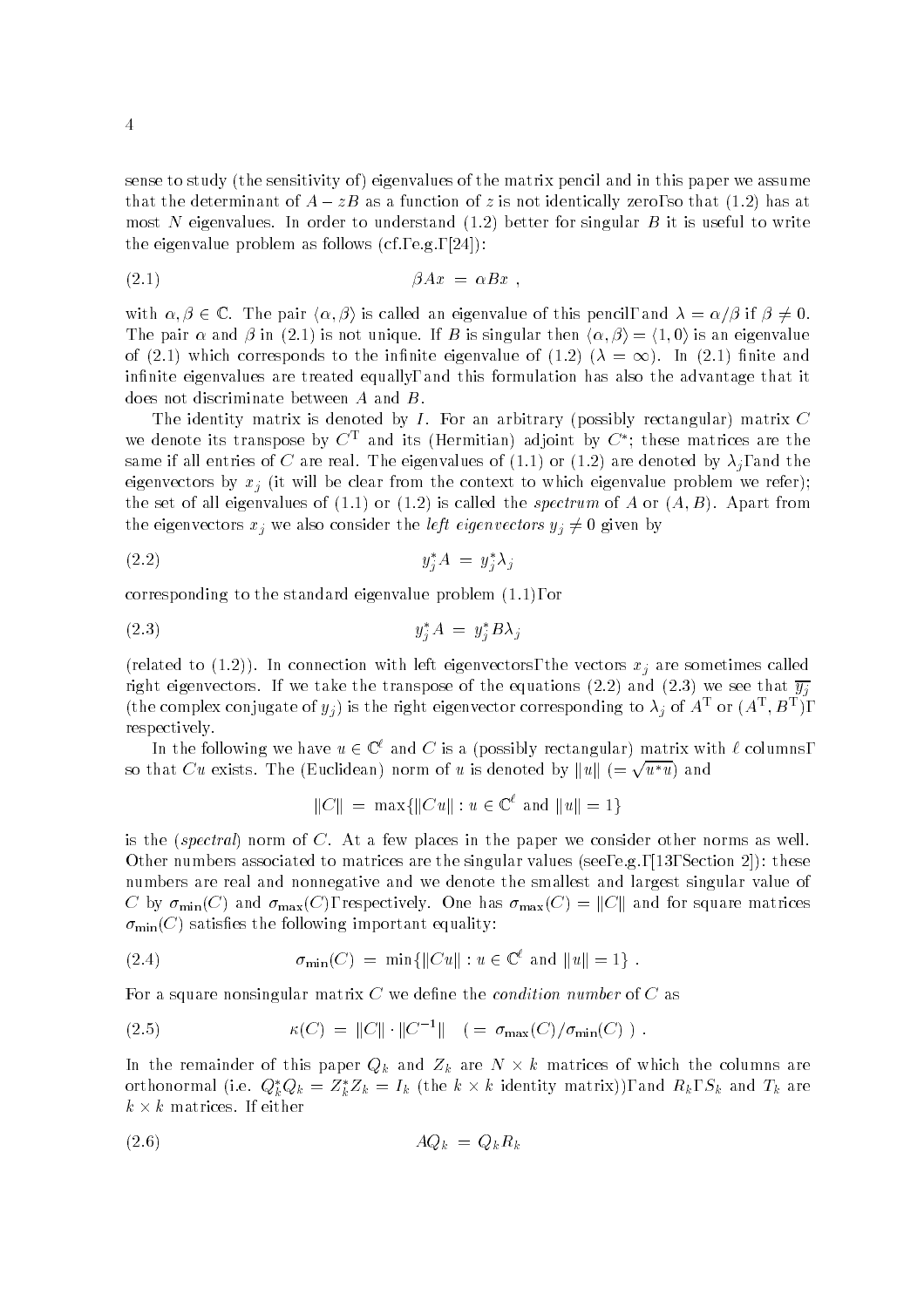sense to study (the sensitivity of) eigenvalues of the matrix pencil and in this paper we assume that the determinant of $A - zB$ as a function of $z$ is not identically zero, so that (1.2) has at most $N$ eigenvalues. In order to understand (1.2) better for singular $B$ it is useful to write the eigenvalue problem as follows (cf., e.g., [24]):

$$\beta Ax = \alpha Bx \ , \tag{2.1}$$

with $\alpha, \beta \in \mathbb{C}$. The pair $\langle \alpha, \beta \rangle$ is called an eigenvalue of this pencil, and $\lambda = \alpha/\beta$ if $\beta \neq 0$. The pair $\alpha$ and $\beta$ in (2.1) is not unique. If $B$ is singular then $\langle \alpha, \beta \rangle = \langle 1, 0 \rangle$ is an eigenvalue of (2.1) which corresponds to the infinite eigenvalue of (1.2) ($\lambda = \infty$). In (2.1) finite and infinite eigenvalues are treated equally, and this formulation has also the advantage that it does not discriminate between $A$ and $B$.

The identity matrix is denoted by $I$. For an arbitrary (possibly rectangular) matrix $C$ we denote its transpose by $C^{\mathrm{T}}$ and its (Hermitian) adjoint by $C^*$; these matrices are the same if all entries of $C$ are real. The eigenvalues of (1.1) or (1.2) are denoted by $\lambda_j$, and the eigenvectors by $x_j$ (it will be clear from the context to which eigenvalue problem we refer); the set of all eigenvalues of (1.1) or (1.2) is called the *spectrum* of $A$ or $(A, B)$. Apart from the eigenvectors $x_j$ we also consider the *left eigenvectors* $y_j \neq 0$ given by

$$y_j^* A = y_j^* \lambda_j \tag{2.2}$$

corresponding to the standard eigenvalue problem (1.1), or

$$y_j^* A = y_j^* B \lambda_j \tag{2.3}$$

(related to (1.2)). In connection with left eigenvectors, the vectors $x_j$ are sometimes called right eigenvectors. If we take the transpose of the equations (2.2) and (2.3) we see that $\overline{y_j}$ (the complex conjugate of $y_j$) is the right eigenvector corresponding to $\lambda_j$ of $A^{\mathrm{T}}$ or $(A^{\mathrm{T}}, B^{\mathrm{T}})$, respectively.

In the following we have $u \in \mathbb{C}^\ell$ and $C$ is a (possibly rectangular) matrix with $\ell$ columns, so that $Cu$ exists. The (Euclidean) norm of $u$ is denoted by $\|u\|$ ($= \sqrt{u^* u}$) and

$$\|C\| = \max\{\|Cu\| : u \in \mathbb{C}^\ell \text{ and } \|u\| = 1\}$$

is the (*spectral*) norm of $C$. At a few places in the paper we consider other norms as well. Other numbers associated to matrices are the singular values (see, e.g., [13, Section 2]): these numbers are real and nonnegative and we denote the smallest and largest singular value of $C$ by $\sigma_{\min}(C)$ and $\sigma_{\max}(C)$, respectively. One has $\sigma_{\max}(C) = \|C\|$ and for square matrices $\sigma_{\min}(C)$ satisfies the following important equality:

$$\sigma_{\min}(C) = \min\{\|Cu\| : u \in \mathbb{C}^\ell \text{ and } \|u\| = 1\} \ . \tag{2.4}$$

For a square nonsingular matrix $C$ we define the *condition number* of $C$ as

$$\kappa(C) = \|C\| \cdot \|C^{-1}\| \quad ( = \sigma_{\max}(C)/\sigma_{\min}(C) \ ) \ . \tag{2.5}$$

In the remainder of this paper $Q_k$ and $Z_k$ are $N \times k$ matrices of which the columns are orthonormal (i.e. $Q_k^* Q_k = Z_k^* Z_k = I_k$ (the $k \times k$ identity matrix)), and $R_k$, $S_k$ and $T_k$ are $k \times k$ matrices. If either

$$AQ_k = Q_k R_k \tag{2.6}$$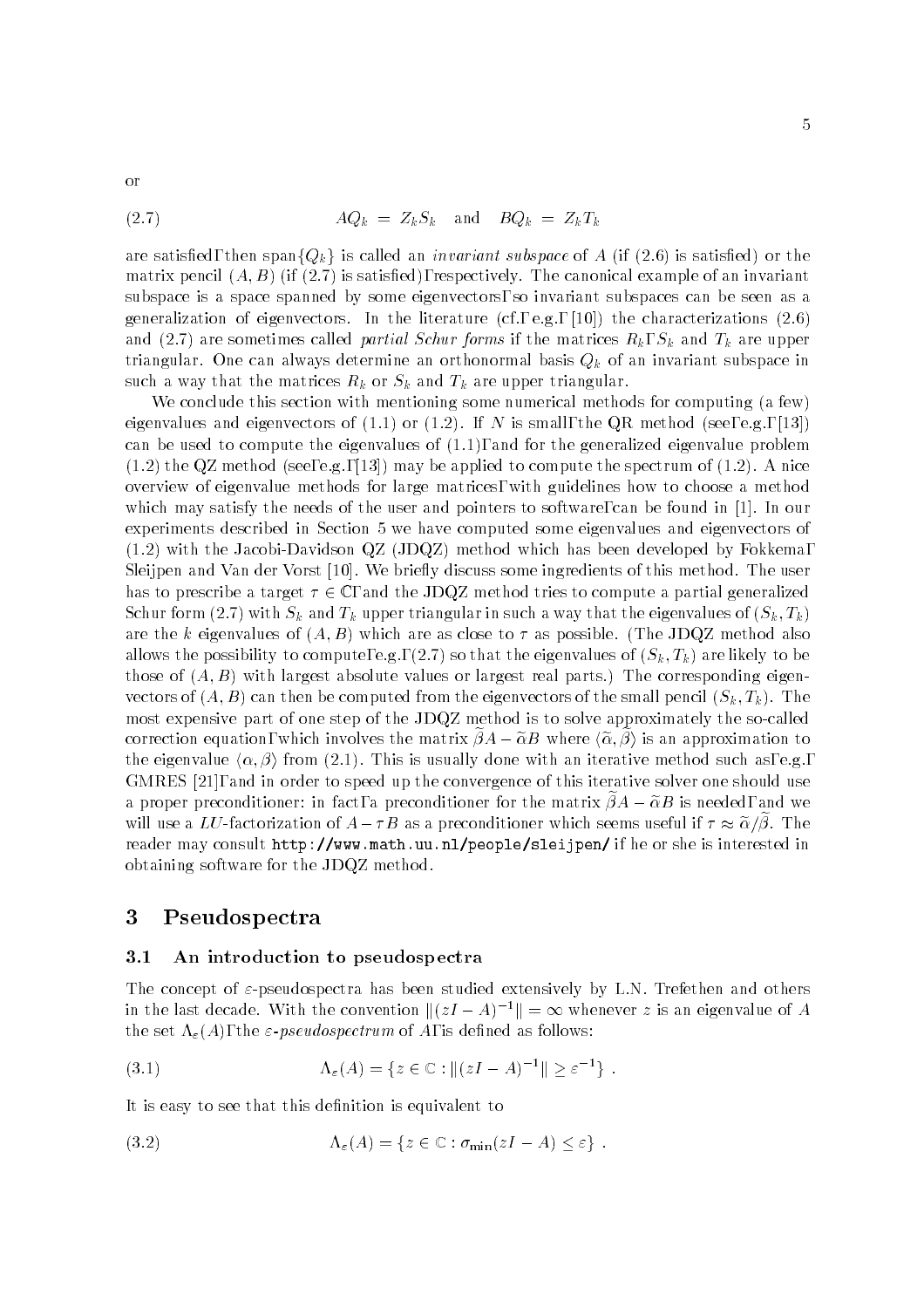or

$$AQ_k = Z_k S_k \quad \text{and} \quad BQ_k = Z_k T_k \tag{2.7}$$

are satisfied, then span$\{Q_k\}$ is called an *invariant subspace* of $A$ (if (2.6) is satisfied) or the matrix pencil $(A, B)$ (if (2.7) is satisfied), respectively. The canonical example of an invariant subspace is a space spanned by some eigenvectors, so invariant subspaces can be seen as a generalization of eigenvectors. In the literature (cf., e.g., [10]) the characterizations (2.6) and (2.7) are sometimes called *partial Schur forms* if the matrices $R_k$, $S_k$ and $T_k$ are upper triangular. One can always determine an orthonormal basis $Q_k$ of an invariant subspace in such a way that the matrices $R_k$ or $S_k$ and $T_k$ are upper triangular.

We conclude this section with mentioning some numerical methods for computing (a few) eigenvalues and eigenvectors of (1.1) or (1.2). If $N$ is small, the QR method (see, e.g., [13]) can be used to compute the eigenvalues of (1.1), and for the generalized eigenvalue problem (1.2) the QZ method (see, e.g., [13]) may be applied to compute the spectrum of (1.2). A nice overview of eigenvalue methods for large matrices, with guidelines how to choose a method which may satisfy the needs of the user and pointers to software, can be found in [1]. In our experiments described in Section 5 we have computed some eigenvalues and eigenvectors of (1.2) with the Jacobi-Davidson QZ (JDQZ) method which has been developed by Fokkema, Sleijpen and Van der Vorst [10]. We briefly discuss some ingredients of this method. The user has to prescribe a target $\tau \in \mathbb{C}$, and the JDQZ method tries to compute a partial generalized Schur form (2.7) with $S_k$ and $T_k$ upper triangular in such a way that the eigenvalues of $(S_k, T_k)$ are the $k$ eigenvalues of $(A, B)$ which are as close to $\tau$ as possible. (The JDQZ method also allows the possibility to compute, e.g., (2.7) so that the eigenvalues of $(S_k, T_k)$ are likely to be those of $(A, B)$ with largest absolute values or largest real parts.) The corresponding eigenvectors of $(A, B)$ can then be computed from the eigenvectors of the small pencil $(S_k, T_k)$. The most expensive part of one step of the JDQZ method is to solve approximately the so-called correction equation, which involves the matrix $\widetilde{\beta}A - \widetilde{\alpha}B$ where $\langle \widetilde{\alpha}, \widetilde{\beta} \rangle$ is an approximation to the eigenvalue $\langle \alpha, \beta \rangle$ from (2.1). This is usually done with an iterative method such as, e.g., GMRES [21], and in order to speed up the convergence of this iterative solver one should use a proper preconditioner: in fact, a preconditioner for the matrix $\widetilde{\beta}A - \widetilde{\alpha}B$ is needed, and we will use a $LU$-factorization of $A - \tau B$ as a preconditioner which seems useful if $\tau \approx \widetilde{\alpha}/\widetilde{\beta}$. The reader may consult `http://www.math.uu.nl/people/sleijpen/` if he or she is interested in obtaining software for the JDQZ method.

# 3 Pseudospectra

## 3.1 An introduction to pseudospectra

The concept of $\varepsilon$-pseudospectra has been studied extensively by L.N. Trefethen and others in the last decade. With the convention $\|(zI - A)^{-1}\| = \infty$ whenever $z$ is an eigenvalue of $A$ the set $\Lambda_\varepsilon(A)$, the *$\varepsilon$-pseudospectrum* of $A$, is defined as follows:

$$\Lambda_\varepsilon(A) = \{z \in \mathbb{C} : \|(zI - A)^{-1}\| \geq \varepsilon^{-1}\} \ . \tag{3.1}$$

It is easy to see that this definition is equivalent to

$$\Lambda_\varepsilon(A) = \{z \in \mathbb{C} : \sigma_{\min}(zI - A) \leq \varepsilon\} \ . \tag{3.2}$$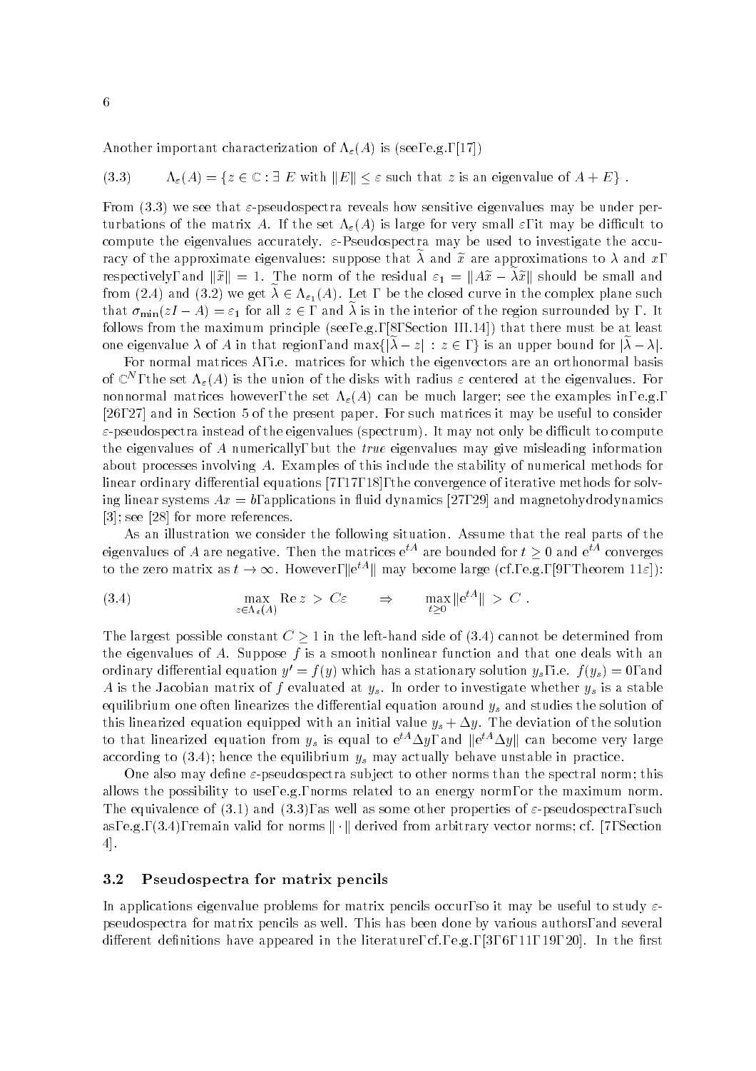Another important characterization of $\Lambda_\varepsilon(A)$ is (see, e.g., [17])

$$\Lambda_\varepsilon(A) = \{z \in \mathbb{C} : \exists\ E \text{ with } \|E\| \leq \varepsilon \text{ such that } z \text{ is an eigenvalue of } A + E\} \ . \tag{3.3}$$

From (3.3) we see that $\varepsilon$-pseudospectra reveals how sensitive eigenvalues may be under perturbations of the matrix $A$. If the set $\Lambda_\varepsilon(A)$ is large for very small $\varepsilon$, it may be difficult to compute the eigenvalues accurately. $\varepsilon$-Pseudospectra may be used to investigate the accuracy of the approximate eigenvalues: suppose that $\widetilde{\lambda}$ and $\widetilde{x}$ are approximations to $\lambda$ and $x$, respectively, and $\|\widetilde{x}\| = 1$. The norm of the residual $\varepsilon_1 = \|A\widetilde{x} - \widetilde{\lambda}\widetilde{x}\|$ should be small and from (2.4) and (3.2) we get $\widetilde{\lambda} \in \Lambda_{\varepsilon_1}(A)$. Let $\Gamma$ be the closed curve in the complex plane such that $\sigma_{\min}(zI - A) = \varepsilon_1$ for all $z \in \Gamma$ and $\widetilde{\lambda}$ is in the interior of the region surrounded by $\Gamma$. It follows from the maximum principle (see, e.g., [8, Section III.14]) that there must be at least one eigenvalue $\lambda$ of $A$ in that region, and $\max\{|\widetilde{\lambda} - z| \, : \, z \in \Gamma\}$ is an upper bound for $|\widetilde{\lambda} - \lambda|$.

For normal matrices $A$, i.e. matrices for which the eigenvectors are an orthonormal basis of $\mathbb{C}^N$, the set $\Lambda_\varepsilon(A)$ is the union of the disks with radius $\varepsilon$ centered at the eigenvalues. For nonnormal matrices however, the set $\Lambda_\varepsilon(A)$ can be much larger; see the examples in, e.g., [26, 27] and in Section 5 of the present paper. For such matrices it may be useful to consider $\varepsilon$-pseudospectra instead of the eigenvalues (spectrum). It may not only be difficult to compute the eigenvalues of $A$ numerically, but the *true* eigenvalues may give misleading information about processes involving $A$. Examples of this include the stability of numerical methods for linear ordinary differential equations [7, 17, 18], the convergence of iterative methods for solving linear systems $Ax = b$, applications in fluid dynamics [27, 29] and magnetohydrodynamics [3]; see [28] for more references.

As an illustration we consider the following situation. Assume that the real parts of the eigenvalues of $A$ are negative. Then the matrices $e^{tA}$ are bounded for $t \geq 0$ and $e^{tA}$ converges to the zero matrix as $t \to \infty$. However, $\|e^{tA}\|$ may become large (cf., e.g., [9, Theorem 11ε]):

$$\max_{z \in \Lambda_\varepsilon(A)} \operatorname{Re} z \ > \ C\varepsilon \qquad \Rightarrow \qquad \max_{t \geq 0} \|e^{tA}\| \ > \ C \ . \tag{3.4}$$

The largest possible constant $C \geq 1$ in the left-hand side of (3.4) cannot be determined from the eigenvalues of $A$. Suppose $f$ is a smooth nonlinear function and that one deals with an ordinary differential equation $y' = f(y)$ which has a stationary solution $y_s$, i.e. $f(y_s) = 0$, and $A$ is the Jacobian matrix of $f$ evaluated at $y_s$. In order to investigate whether $y_s$ is a stable equilibrium one often linearizes the differential equation around $y_s$ and studies the solution of this linearized equation equipped with an initial value $y_s + \Delta y$. The deviation of the solution to that linearized equation from $y_s$ is equal to $e^{tA}\Delta y$, and $\|e^{tA}\Delta y\|$ can become very large according to (3.4); hence the equilibrium $y_s$ may actually behave unstable in practice.

One also may define $\varepsilon$-pseudospectra subject to other norms than the spectral norm; this allows the possibility to use, e.g., norms related to an energy norm, or the maximum norm. The equivalence of (3.1) and (3.3), as well as some other properties of $\varepsilon$-pseudospectra, such as, e.g., (3.4), remain valid for norms $\|\cdot\|$ derived from arbitrary vector norms; cf. [7, Section 4].

### 3.2 Pseudospectra for matrix pencils

In applications eigenvalue problems for matrix pencils occur, so it may be useful to study $\varepsilon$-pseudospectra for matrix pencils as well. This has been done by various authors, and several different definitions have appeared in the literature, cf., e.g., [3, 6, 11, 19, 20]. In the first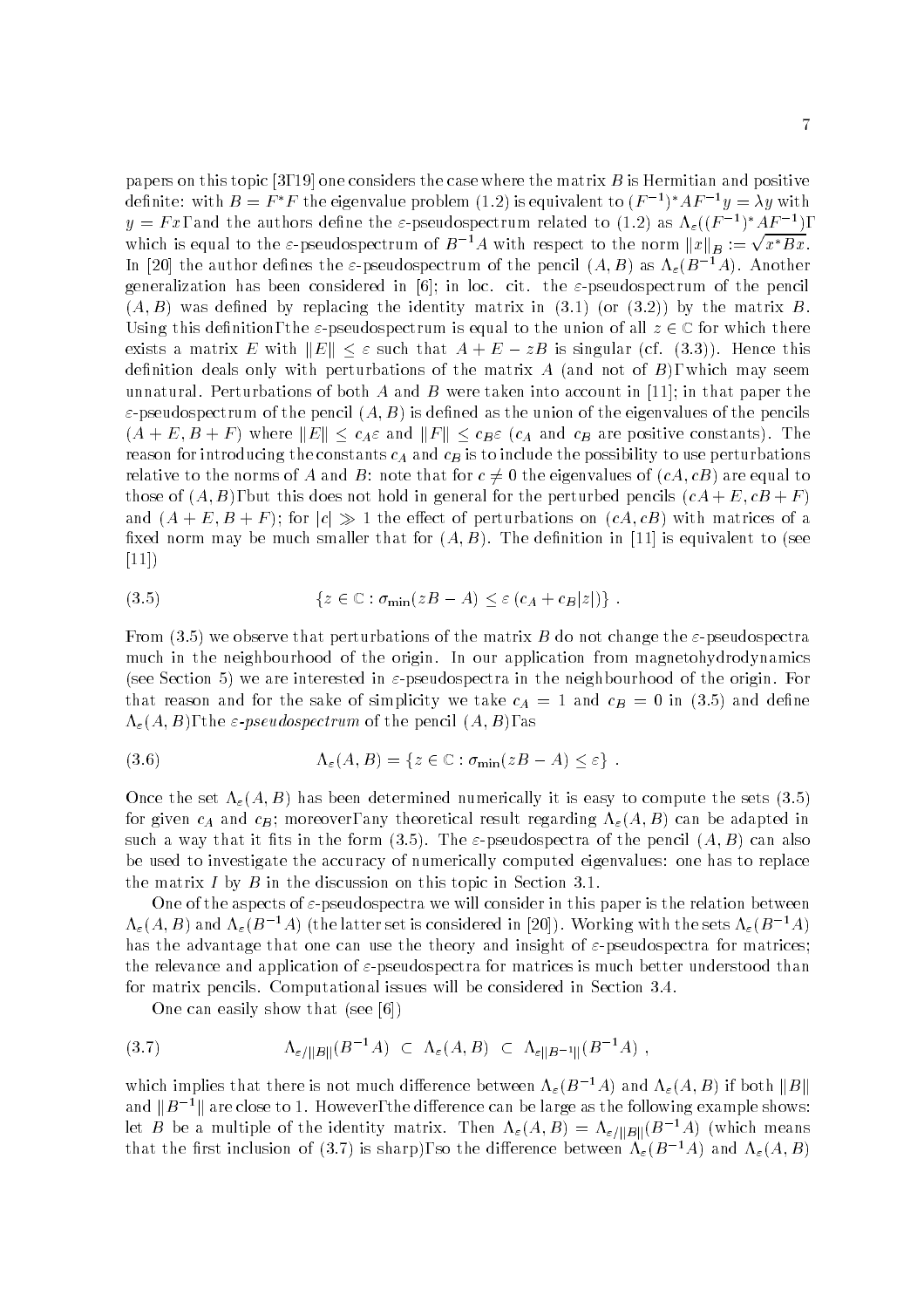papers on this topic [3, 19] one considers the case where the matrix $B$ is Hermitian and positive definite: with $B = F^*F$ the eigenvalue problem (1.2) is equivalent to $(F^{-1})^*AF^{-1}y = \lambda y$ with $y = Fx$, and the authors define the $\varepsilon$-pseudospectrum related to (1.2) as $\Lambda_\varepsilon((F^{-1})^*AF^{-1})$, which is equal to the $\varepsilon$-pseudospectrum of $B^{-1}A$ with respect to the norm $\|x\|_B := \sqrt{x^*Bx}$. In [20] the author defines the $\varepsilon$-pseudospectrum of the pencil $(A, B)$ as $\Lambda_\varepsilon(B^{-1}A)$. Another generalization has been considered in [6]; in loc. cit. the $\varepsilon$-pseudospectrum of the pencil $(A, B)$ was defined by replacing the identity matrix in (3.1) (or (3.2)) by the matrix $B$. Using this definition, the $\varepsilon$-pseudospectrum is equal to the union of all $z \in \mathbb{C}$ for which there exists a matrix $E$ with $\|E\| \leq \varepsilon$ such that $A + E - zB$ is singular (cf. (3.3)). Hence this definition deals only with perturbations of the matrix $A$ (and not of $B$), which may seem unnatural. Perturbations of both $A$ and $B$ were taken into account in [11]; in that paper the $\varepsilon$-pseudospectrum of the pencil $(A, B)$ is defined as the union of the eigenvalues of the pencils $(A + E, B + F)$ where $\|E\| \leq c_A\varepsilon$ and $\|F\| \leq c_B\varepsilon$ ($c_A$ and $c_B$ are positive constants). The reason for introducing the constants $c_A$ and $c_B$ is to include the possibility to use perturbations relative to the norms of $A$ and $B$: note that for $c \neq 0$ the eigenvalues of $(cA, cB)$ are equal to those of $(A, B)$, but this does not hold in general for the perturbed pencils $(cA + E, cB + F)$ and $(A + E, B + F)$; for $|c| \gg 1$ the effect of perturbations on $(cA, cB)$ with matrices of a fixed norm may be much smaller that for $(A, B)$. The definition in [11] is equivalent to (see [11])

$$\{z \in \mathbb{C} : \sigma_{\min}(zB - A) \leq \varepsilon\,(c_A + c_B|z|)\}\ . \tag{3.5}$$

From (3.5) we observe that perturbations of the matrix $B$ do not change the $\varepsilon$-pseudospectra much in the neighbourhood of the origin. In our application from magnetohydrodynamics (see Section 5) we are interested in $\varepsilon$-pseudospectra in the neighbourhood of the origin. For that reason and for the sake of simplicity we take $c_A = 1$ and $c_B = 0$ in (3.5) and define $\Lambda_\varepsilon(A, B)$, the *$\varepsilon$-pseudospectrum* of the pencil $(A, B)$, as

$$\Lambda_\varepsilon(A, B) = \{z \in \mathbb{C} : \sigma_{\min}(zB - A) \leq \varepsilon\}\ . \tag{3.6}$$

Once the set $\Lambda_\varepsilon(A, B)$ has been determined numerically it is easy to compute the sets (3.5) for given $c_A$ and $c_B$; moreover, any theoretical result regarding $\Lambda_\varepsilon(A, B)$ can be adapted in such a way that it fits in the form (3.5). The $\varepsilon$-pseudospectra of the pencil $(A, B)$ can also be used to investigate the accuracy of numerically computed eigenvalues: one has to replace the matrix $I$ by $B$ in the discussion on this topic in Section 3.1.

One of the aspects of $\varepsilon$-pseudospectra we will consider in this paper is the relation between $\Lambda_\varepsilon(A, B)$ and $\Lambda_\varepsilon(B^{-1}A)$ (the latter set is considered in [20]). Working with the sets $\Lambda_\varepsilon(B^{-1}A)$ has the advantage that one can use the theory and insight of $\varepsilon$-pseudospectra for matrices; the relevance and application of $\varepsilon$-pseudospectra for matrices is much better understood than for matrix pencils. Computational issues will be considered in Section 3.4.

One can easily show that (see [6])

$$\Lambda_{\varepsilon/\|B\|}(B^{-1}A) \ \subset\ \Lambda_\varepsilon(A, B) \ \subset\ \Lambda_{\varepsilon\|B^{-1}\|}(B^{-1}A)\ , \tag{3.7}$$

which implies that there is not much difference between $\Lambda_\varepsilon(B^{-1}A)$ and $\Lambda_\varepsilon(A, B)$ if both $\|B\|$ and $\|B^{-1}\|$ are close to 1. However, the difference can be large as the following example shows: let $B$ be a multiple of the identity matrix. Then $\Lambda_\varepsilon(A, B) = \Lambda_{\varepsilon/\|B\|}(B^{-1}A)$ (which means that the first inclusion of (3.7) is sharp), so the difference between $\Lambda_\varepsilon(B^{-1}A)$ and $\Lambda_\varepsilon(A, B)$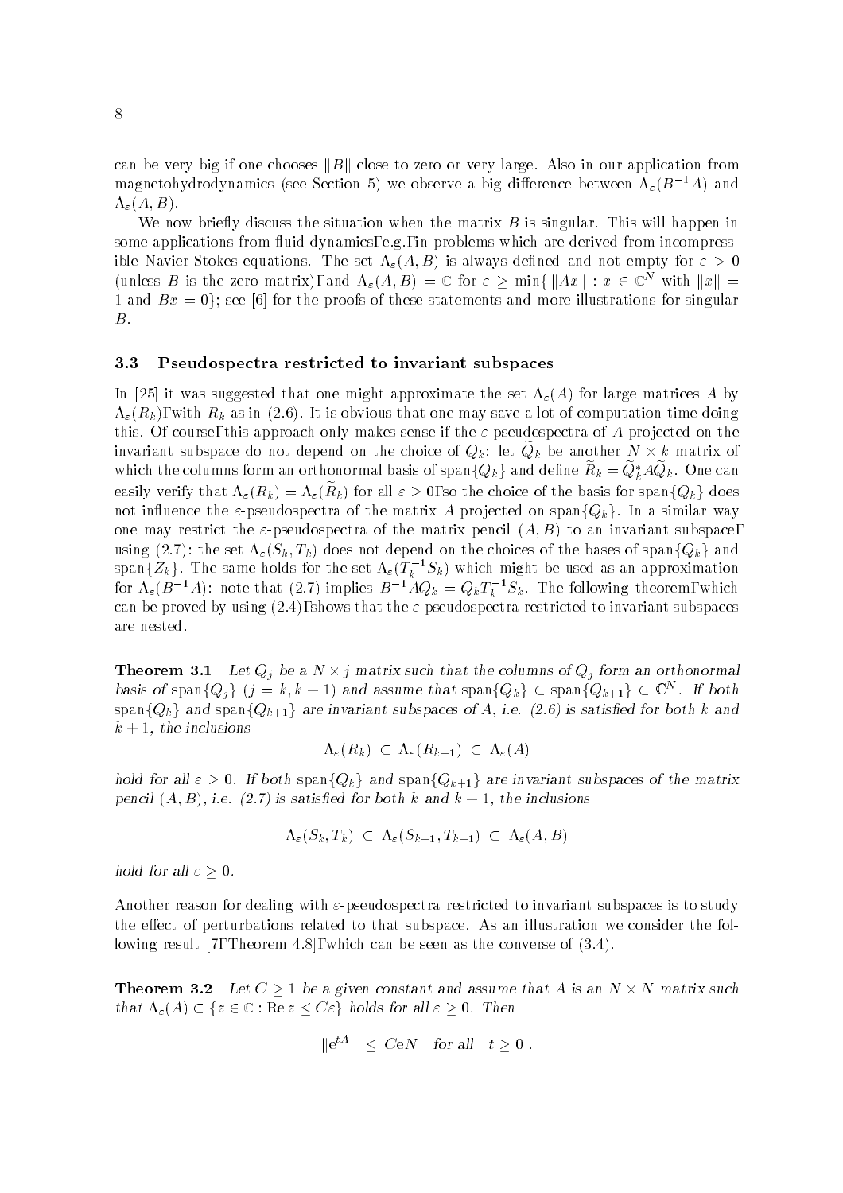can be very big if one chooses $\|B\|$ close to zero or very large. Also in our application from magnetohydrodynamics (see Section 5) we observe a big difference between $\Lambda_\varepsilon(B^{-1}A)$ and $\Lambda_\varepsilon(A,B)$.

We now briefly discuss the situation when the matrix $B$ is singular. This will happen in some applications from fluid dynamics, e.g., in problems which are derived from incompressible Navier-Stokes equations. The set $\Lambda_\varepsilon(A,B)$ is always defined and not empty for $\varepsilon > 0$ (unless $B$ is the zero matrix), and $\Lambda_\varepsilon(A,B) = \mathbb{C}$ for $\varepsilon \geq \min\{\, \|Ax\| : x \in \mathbb{C}^N$ with $\|x\| = 1$ and $Bx = 0\}$; see [6] for the proofs of these statements and more illustrations for singular $B$.

### 3.3 Pseudospectra restricted to invariant subspaces

In [25] it was suggested that one might approximate the set $\Lambda_\varepsilon(A)$ for large matrices $A$ by $\Lambda_\varepsilon(R_k)$, with $R_k$ as in (2.6). It is obvious that one may save a lot of computation time doing this. Of course, this approach only makes sense if the $\varepsilon$-pseudospectra of $A$ projected on the invariant subspace do not depend on the choice of $Q_k$: let $\widetilde{Q}_k$ be another $N \times k$ matrix of which the columns form an orthonormal basis of $\mathrm{span}\{Q_k\}$ and define $\widetilde{R}_k = \widetilde{Q}_k^* A \widetilde{Q}_k$. One can easily verify that $\Lambda_\varepsilon(R_k) = \Lambda_\varepsilon(\widetilde{R}_k)$ for all $\varepsilon \geq 0$, so the choice of the basis for $\mathrm{span}\{Q_k\}$ does not influence the $\varepsilon$-pseudospectra of the matrix $A$ projected on $\mathrm{span}\{Q_k\}$. In a similar way one may restrict the $\varepsilon$-pseudospectra of the matrix pencil $(A,B)$ to an invariant subspace, using (2.7): the set $\Lambda_\varepsilon(S_k, T_k)$ does not depend on the choices of the bases of $\mathrm{span}\{Q_k\}$ and $\mathrm{span}\{Z_k\}$. The same holds for the set $\Lambda_\varepsilon(T_k^{-1}S_k)$ which might be used as an approximation for $\Lambda_\varepsilon(B^{-1}A)$: note that (2.7) implies $B^{-1}AQ_k = Q_k T_k^{-1} S_k$. The following theorem, which can be proved by using (2.4), shows that the $\varepsilon$-pseudospectra restricted to invariant subspaces are nested.

**Theorem 3.1** *Let $Q_j$ be a $N \times j$ matrix such that the columns of $Q_j$ form an orthonormal basis of $\mathrm{span}\{Q_j\}$ $(j = k, k+1)$ and assume that $\mathrm{span}\{Q_k\} \subset \mathrm{span}\{Q_{k+1}\} \subset \mathbb{C}^N$. If both $\mathrm{span}\{Q_k\}$ and $\mathrm{span}\{Q_{k+1}\}$ are invariant subspaces of $A$, i.e. (2.6) is satisfied for both $k$ and $k+1$, the inclusions*

$$\Lambda_\varepsilon(R_k) \subset \Lambda_\varepsilon(R_{k+1}) \subset \Lambda_\varepsilon(A)$$

*hold for all $\varepsilon \geq 0$. If both $\mathrm{span}\{Q_k\}$ and $\mathrm{span}\{Q_{k+1}\}$ are invariant subspaces of the matrix pencil $(A,B)$, i.e. (2.7) is satisfied for both $k$ and $k+1$, the inclusions*

$$\Lambda_\varepsilon(S_k, T_k) \subset \Lambda_\varepsilon(S_{k+1}, T_{k+1}) \subset \Lambda_\varepsilon(A,B)$$

*hold for all $\varepsilon \geq 0$.*

Another reason for dealing with $\varepsilon$-pseudospectra restricted to invariant subspaces is to study the effect of perturbations related to that subspace. As an illustration we consider the following result [7, Theorem 4.8], which can be seen as the converse of (3.4).

**Theorem 3.2** *Let $C \geq 1$ be a given constant and assume that $A$ is an $N \times N$ matrix such that $\Lambda_\varepsilon(A) \subset \{z \in \mathbb{C} : \mathrm{Re}\, z \leq C\varepsilon\}$ holds for all $\varepsilon \geq 0$. Then*

$$\|e^{tA}\| \leq CeN \quad \text{for all} \quad t \geq 0\ .$$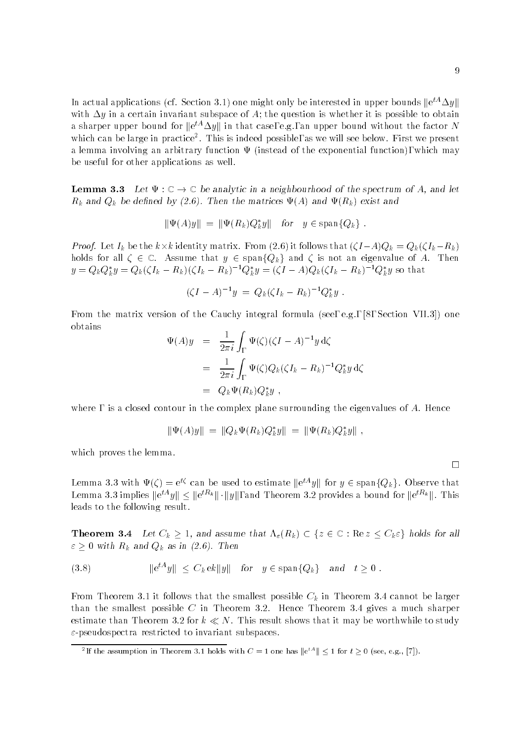In actual applications (cf. Section 3.1) one might only be interested in upper bounds $\|e^{tA}\Delta y\|$ with $\Delta y$ in a certain invariant subspace of $A$; the question is whether it is possible to obtain a sharper upper bound for $\|e^{tA}\Delta y\|$ in that case, e.g., an upper bound without the factor $N$ which can be large in practice[2]. This is indeed possible, as we will see below. First we present a lemma involving an arbitrary function $\Psi$ (instead of the exponential function), which may be useful for other applications as well.

**Lemma 3.3** *Let $\Psi : \mathbb{C} \to \mathbb{C}$ be analytic in a neighbourhood of the spectrum of $A$, and let $R_k$ and $Q_k$ be defined by (2.6). Then the matrices $\Psi(A)$ and $\Psi(R_k)$ exist and*

$$\|\Psi(A)y\| = \|\Psi(R_k)Q_k^* y\| \quad \textit{for} \quad y \in \operatorname{span}\{Q_k\} .$$

*Proof.* Let $I_k$ be the $k \times k$ identity matrix. From (2.6) it follows that $(\zeta I - A)Q_k = Q_k(\zeta I_k - R_k)$ holds for all $\zeta \in \mathbb{C}$. Assume that $y \in \operatorname{span}\{Q_k\}$ and $\zeta$ is not an eigenvalue of $A$. Then $y = Q_k Q_k^* y = Q_k(\zeta I_k - R_k)(\zeta I_k - R_k)^{-1} Q_k^* y = (\zeta I - A)Q_k(\zeta I_k - R_k)^{-1}Q_k^* y$ so that

$$(\zeta I - A)^{-1} y = Q_k(\zeta I_k - R_k)^{-1} Q_k^* y .$$

From the matrix version of the Cauchy integral formula (see, e.g., [8, Section VII.3]) one obtains

$$\begin{aligned}
\Psi(A)y &= \frac{1}{2\pi i}\int_\Gamma \Psi(\zeta)(\zeta I - A)^{-1} y \,\mathrm{d}\zeta \\
&= \frac{1}{2\pi i}\int_\Gamma \Psi(\zeta) Q_k(\zeta I_k - R_k)^{-1} Q_k^* y \,\mathrm{d}\zeta \\
&= Q_k \Psi(R_k) Q_k^* y ,
\end{aligned}$$

where $\Gamma$ is a closed contour in the complex plane surrounding the eigenvalues of $A$. Hence

$$\|\Psi(A)y\| = \|Q_k \Psi(R_k) Q_k^* y\| = \|\Psi(R_k) Q_k^* y\| ,$$

which proves the lemma.

$\square$

Lemma 3.3 with $\Psi(\zeta) = e^{t\zeta}$ can be used to estimate $\|e^{tA}y\|$ for $y \in \operatorname{span}\{Q_k\}$. Observe that Lemma 3.3 implies $\|e^{tA}y\| \le \|e^{tR_k}\| \cdot \|y\|$, and Theorem 3.2 provides a bound for $\|e^{tR_k}\|$. This leads to the following result.

**Theorem 3.4** *Let $C_k \ge 1$, and assume that $\Lambda_\varepsilon(R_k) \subset \{z \in \mathbb{C} : \operatorname{Re} z \le C_k \varepsilon\}$ holds for all $\varepsilon \ge 0$ with $R_k$ and $Q_k$ as in (2.6). Then*

$$\|e^{tA}y\| \le C_k\, e k \|y\| \quad \textit{for} \quad y \in \operatorname{span}\{Q_k\} \quad \textit{and} \quad t \ge 0 . \tag{3.8}$$

From Theorem 3.1 it follows that the smallest possible $C_k$ in Theorem 3.4 cannot be larger than the smallest possible $C$ in Theorem 3.2. Hence Theorem 3.4 gives a much sharper estimate than Theorem 3.2 for $k \ll N$. This result shows that it may be worthwhile to study $\varepsilon$-pseudospectra restricted to invariant subspaces.

[2] If the assumption in Theorem 3.1 holds with $C = 1$ one has $\|e^{tA}\| \le 1$ for $t \ge 0$ (see, e.g., [7]).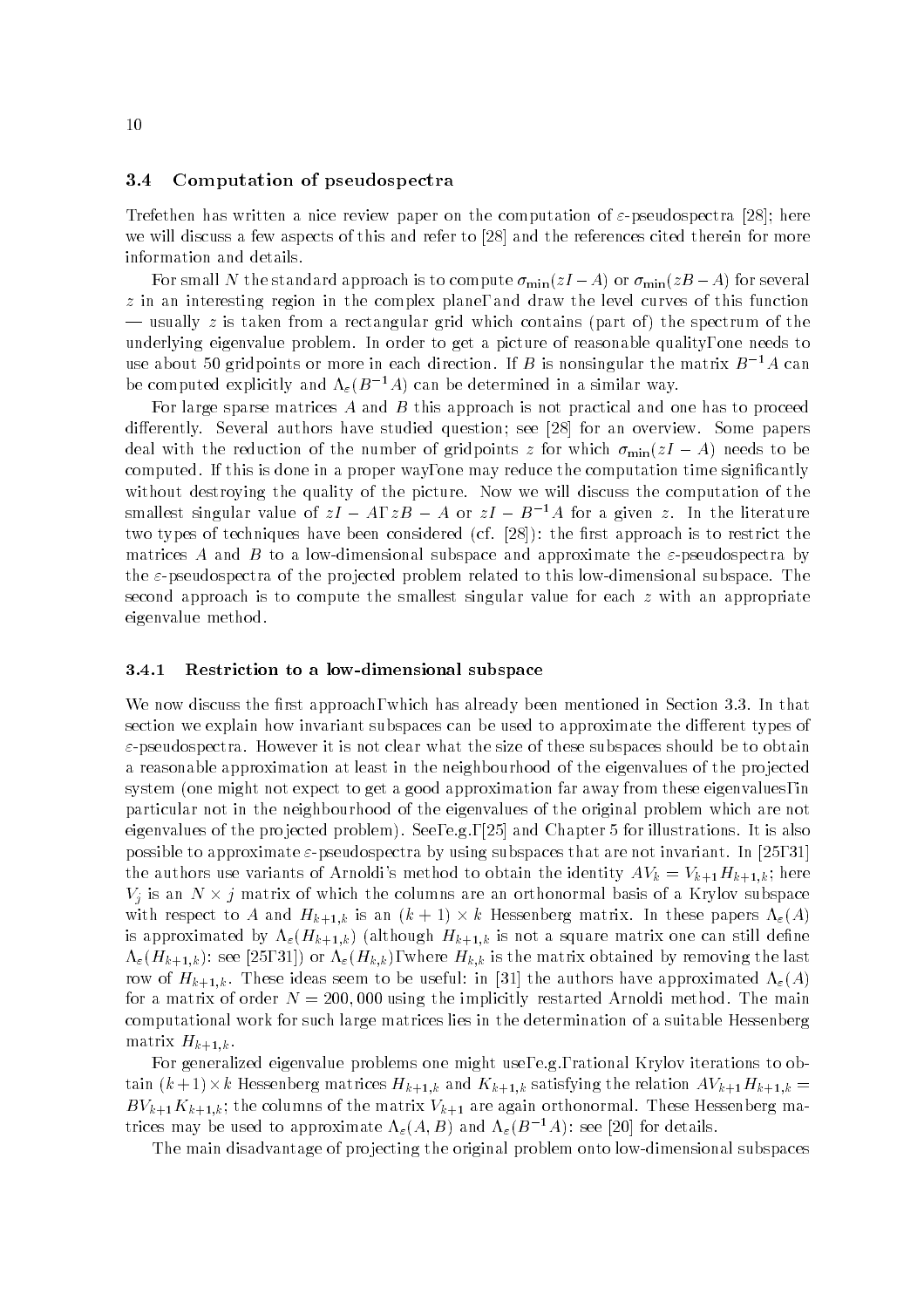### 3.4 Computation of pseudospectra

Trefethen has written a nice review paper on the computation of $\varepsilon$-pseudospectra [28]; here we will discuss a few aspects of this and refer to [28] and the references cited therein for more information and details.

For small $N$ the standard approach is to compute $\sigma_{\min}(zI - A)$ or $\sigma_{\min}(zB - A)$ for several $z$ in an interesting region in the complex plane, and draw the level curves of this function — usually $z$ is taken from a rectangular grid which contains (part of) the spectrum of the underlying eigenvalue problem. In order to get a picture of reasonable quality, one needs to use about 50 gridpoints or more in each direction. If $B$ is nonsingular the matrix $B^{-1}A$ can be computed explicitly and $\Lambda_\varepsilon(B^{-1}A)$ can be determined in a similar way.

For large sparse matrices $A$ and $B$ this approach is not practical and one has to proceed differently. Several authors have studied question; see [28] for an overview. Some papers deal with the reduction of the number of gridpoints $z$ for which $\sigma_{\min}(zI - A)$ needs to be computed. If this is done in a proper way, one may reduce the computation time significantly without destroying the quality of the picture. Now we will discuss the computation of the smallest singular value of $zI - A$, $zB - A$ or $zI - B^{-1}A$ for a given $z$. In the literature two types of techniques have been considered (cf. [28]): the first approach is to restrict the matrices $A$ and $B$ to a low-dimensional subspace and approximate the $\varepsilon$-pseudospectra by the $\varepsilon$-pseudospectra of the projected problem related to this low-dimensional subspace. The second approach is to compute the smallest singular value for each $z$ with an appropriate eigenvalue method.

#### 3.4.1 Restriction to a low-dimensional subspace

We now discuss the first approach, which has already been mentioned in Section 3.3. In that section we explain how invariant subspaces can be used to approximate the different types of $\varepsilon$-pseudospectra. However it is not clear what the size of these subspaces should be to obtain a reasonable approximation at least in the neighbourhood of the eigenvalues of the projected system (one might not expect to get a good approximation far away from these eigenvalues, in particular not in the neighbourhood of the eigenvalues of the original problem which are not eigenvalues of the projected problem). See, e.g., [25] and Chapter 5 for illustrations. It is also possible to approximate $\varepsilon$-pseudospectra by using subspaces that are not invariant. In [25, 31] the authors use variants of Arnoldi's method to obtain the identity $AV_k = V_{k+1}H_{k+1,k}$; here $V_j$ is an $N \times j$ matrix of which the columns are an orthonormal basis of a Krylov subspace with respect to $A$ and $H_{k+1,k}$ is an $(k+1) \times k$ Hessenberg matrix. In these papers $\Lambda_\varepsilon(A)$ is approximated by $\Lambda_\varepsilon(H_{k+1,k})$ (although $H_{k+1,k}$ is not a square matrix one can still define $\Lambda_\varepsilon(H_{k+1,k})$: see [25, 31]) or $\Lambda_\varepsilon(H_{k,k})$, where $H_{k,k}$ is the matrix obtained by removing the last row of $H_{k+1,k}$. These ideas seem to be useful: in [31] the authors have approximated $\Lambda_\varepsilon(A)$ for a matrix of order $N = 200,000$ using the implicitly restarted Arnoldi method. The main computational work for such large matrices lies in the determination of a suitable Hessenberg matrix $H_{k+1,k}$.

For generalized eigenvalue problems one might use, e.g., rational Krylov iterations to obtain $(k+1)\times k$ Hessenberg matrices $H_{k+1,k}$ and $K_{k+1,k}$ satisfying the relation $AV_{k+1}H_{k+1,k} = BV_{k+1}K_{k+1,k}$; the columns of the matrix $V_{k+1}$ are again orthonormal. These Hessenberg matrices may be used to approximate $\Lambda_\varepsilon(A, B)$ and $\Lambda_\varepsilon(B^{-1}A)$: see [20] for details.

The main disadvantage of projecting the original problem onto low-dimensional subspaces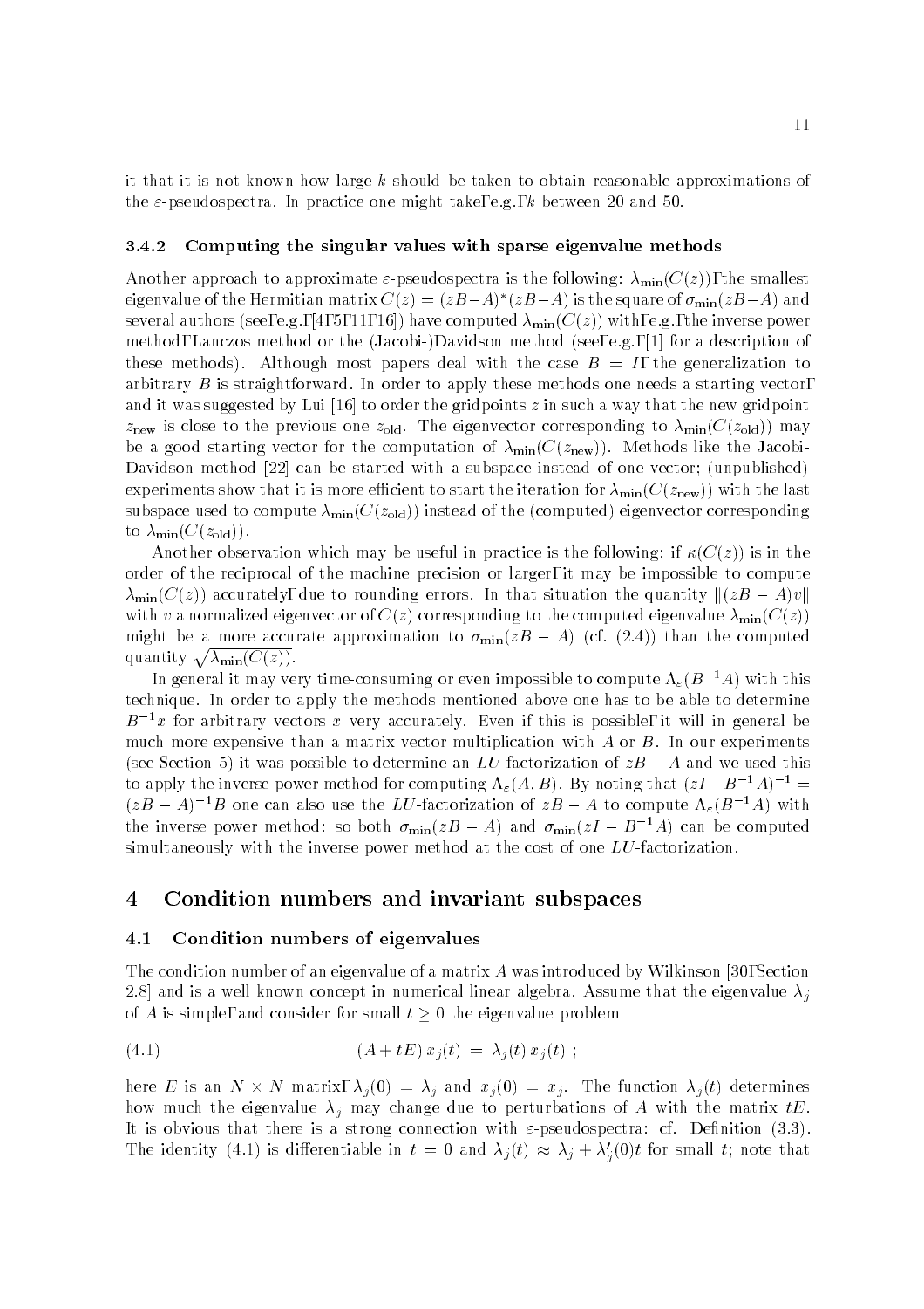it that it is not known how large $k$ should be taken to obtain reasonable approximations of the $\varepsilon$-pseudospectra. In practice one might take, e.g., $k$ between 20 and 50.

### 3.4.2 Computing the singular values with sparse eigenvalue methods

Another approach to approximate $\varepsilon$-pseudospectra is the following: $\lambda_{\min}(C(z))$, the smallest eigenvalue of the Hermitian matrix $C(z) = (zB - A)^*(zB - A)$ is the square of $\sigma_{\min}(zB - A)$ and several authors (see, e.g., [4, 5, 11, 16]) have computed $\lambda_{\min}(C(z))$ with, e.g., the inverse power method, Lanczos method or the (Jacobi-)Davidson method (see, e.g., [1] for a description of these methods). Although most papers deal with the case $B = I$, the generalization to arbitrary $B$ is straightforward. In order to apply these methods one needs a starting vector, and it was suggested by Lui [16] to order the gridpoints $z$ in such a way that the new gridpoint $z_{\text{new}}$ is close to the previous one $z_{\text{old}}$. The eigenvector corresponding to $\lambda_{\min}(C(z_{\text{old}}))$ may be a good starting vector for the computation of $\lambda_{\min}(C(z_{\text{new}}))$. Methods like the Jacobi-Davidson method [22] can be started with a subspace instead of one vector; (unpublished) experiments show that it is more efficient to start the iteration for $\lambda_{\min}(C(z_{\text{new}}))$ with the last subspace used to compute $\lambda_{\min}(C(z_{\text{old}}))$ instead of the (computed) eigenvector corresponding to $\lambda_{\min}(C(z_{\text{old}}))$.

Another observation which may be useful in practice is the following: if $\kappa(C(z))$ is in the order of the reciprocal of the machine precision or larger, it may be impossible to compute $\lambda_{\min}(C(z))$ accurately, due to rounding errors. In that situation the quantity $\|(zB - A)v\|$ with $v$ a normalized eigenvector of $C(z)$ corresponding to the computed eigenvalue $\lambda_{\min}(C(z))$ might be a more accurate approximation to $\sigma_{\min}(zB - A)$ (cf. (2.4)) than the computed quantity $\sqrt{\lambda_{\min}(C(z))}$.

In general it may very time-consuming or even impossible to compute $\Lambda_\varepsilon(B^{-1}A)$ with this technique. In order to apply the methods mentioned above one has to be able to determine $B^{-1}x$ for arbitrary vectors $x$ very accurately. Even if this is possible, it will in general be much more expensive than a matrix vector multiplication with $A$ or $B$. In our experiments (see Section 5) it was possible to determine an $LU$-factorization of $zB - A$ and we used this to apply the inverse power method for computing $\Lambda_\varepsilon(A, B)$. By noting that $(zI - B^{-1}A)^{-1} = (zB - A)^{-1}B$ one can also use the $LU$-factorization of $zB - A$ to compute $\Lambda_\varepsilon(B^{-1}A)$ with the inverse power method: so both $\sigma_{\min}(zB - A)$ and $\sigma_{\min}(zI - B^{-1}A)$ can be computed simultaneously with the inverse power method at the cost of one $LU$-factorization.

## 4 Condition numbers and invariant subspaces

### 4.1 Condition numbers of eigenvalues

The condition number of an eigenvalue of a matrix $A$ was introduced by Wilkinson [30, Section 2.8] and is a well known concept in numerical linear algebra. Assume that the eigenvalue $\lambda_j$ of $A$ is simple, and consider for small $t \geq 0$ the eigenvalue problem

$$(A + tE)\, x_j(t) \;=\; \lambda_j(t)\, x_j(t)\;; \tag{4.1}$$

here $E$ is an $N \times N$ matrix, $\lambda_j(0) = \lambda_j$ and $x_j(0) = x_j$. The function $\lambda_j(t)$ determines how much the eigenvalue $\lambda_j$ may change due to perturbations of $A$ with the matrix $tE$. It is obvious that there is a strong connection with $\varepsilon$-pseudospectra: cf. Definition (3.3). The identity (4.1) is differentiable in $t = 0$ and $\lambda_j(t) \approx \lambda_j + \lambda_j'(0)t$ for small $t$; note that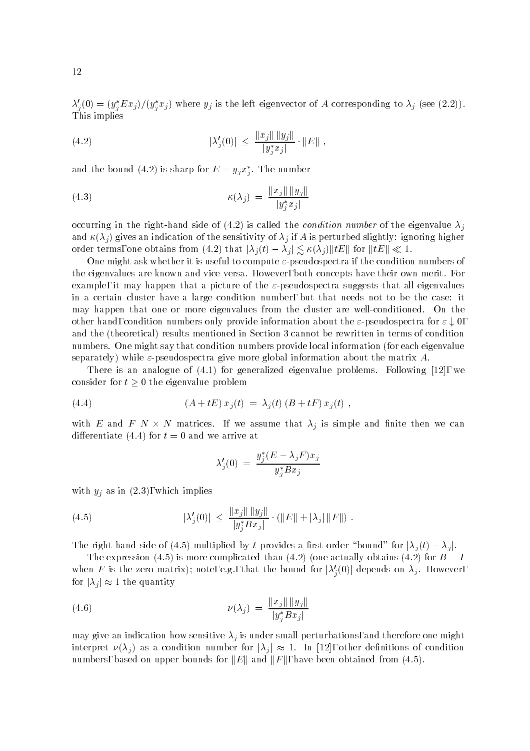$\lambda_j'(0) = (y_j^* E x_j)/(y_j^* x_j)$ where $y_j$ is the left eigenvector of $A$ corresponding to $\lambda_j$ (see (2.2)). This implies

$$|\lambda_j'(0)| \;\leq\; \frac{\|x_j\|\,\|y_j\|}{|y_j^* x_j|} \cdot \|E\| \;, \tag{4.2}$$

and the bound (4.2) is sharp for $E = y_j x_j^*$. The number

$$\kappa(\lambda_j) \;=\; \frac{\|x_j\|\,\|y_j\|}{|y_j^* x_j|} \tag{4.3}$$

occurring in the right-hand side of (4.2) is called the *condition number* of the eigenvalue $\lambda_j$ and $\kappa(\lambda_j)$ gives an indication of the sensitivity of $\lambda_j$ if $A$ is perturbed slightly: ignoring higher order terms, one obtains from (4.2) that $|\lambda_j(t) - \lambda_j| \lesssim \kappa(\lambda_j)\|tE\|$ for $\|tE\| \ll 1$.

One might ask whether it is useful to compute $\varepsilon$-pseudospectra if the condition numbers of the eigenvalues are known and vice versa. However, both concepts have their own merit. For example, it may happen that a picture of the $\varepsilon$-pseudospectra suggests that all eigenvalues in a certain cluster have a large condition number, but that needs not to be the case: it may happen that one or more eigenvalues from the cluster are well-conditioned. On the other hand, condition numbers only provide information about the $\varepsilon$-pseudospectra for $\varepsilon \downarrow 0$, and the (theoretical) results mentioned in Section 3 cannot be rewritten in terms of condition numbers. One might say that condition numbers provide local information (for each eigenvalue separately) while $\varepsilon$-pseudospectra give more global information about the matrix $A$.

There is an analogue of (4.1) for generalized eigenvalue problems. Following [12], we consider for $t \geq 0$ the eigenvalue problem

$$(A + tE)\, x_j(t) \;=\; \lambda_j(t)\, (B + tF)\, x_j(t) \;, \tag{4.4}$$

with $E$ and $F$ $N \times N$ matrices. If we assume that $\lambda_j$ is simple and finite then we can differentiate (4.4) for $t = 0$ and we arrive at

$$\lambda_j'(0) \;=\; \frac{y_j^*(E - \lambda_j F)x_j}{y_j^* B x_j}$$

with $y_j$ as in (2.3), which implies

$$|\lambda_j'(0)| \;\leq\; \frac{\|x_j\|\,\|y_j\|}{|y_j^* B x_j|} \cdot (\|E\| + |\lambda_j|\,\|F\|) \;. \tag{4.5}$$

The right-hand side of (4.5) multiplied by $t$ provides a first-order "bound" for $|\lambda_j(t) - \lambda_j|$.

The expression (4.5) is more complicated than (4.2) (one actually obtains (4.2) for $B = I$ when $F$ is the zero matrix); note, e.g., that the bound for $|\lambda_j'(0)|$ depends on $\lambda_j$. However, for $|\lambda_j| \approx 1$ the quantity

$$\nu(\lambda_j) \;=\; \frac{\|x_j\|\,\|y_j\|}{|y_j^* B x_j|} \tag{4.6}$$

may give an indication how sensitive $\lambda_j$ is under small perturbations, and therefore one might interpret $\nu(\lambda_j)$ as a condition number for $|\lambda_j| \approx 1$. In [12], other definitions of condition numbers, based on upper bounds for $\|E\|$ and $\|F\|$, have been obtained from (4.5).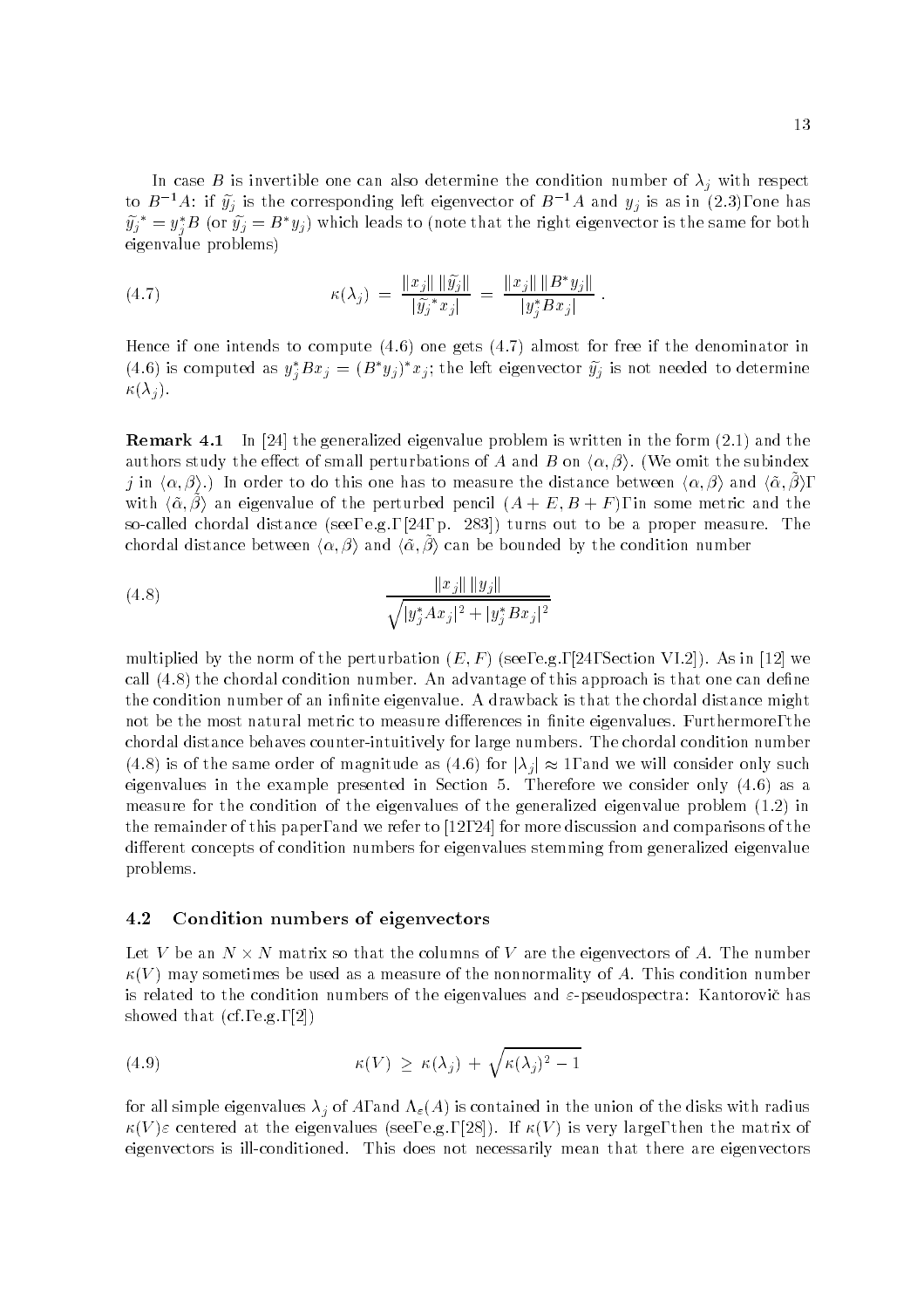In case $B$ is invertible one can also determine the condition number of $\lambda_j$ with respect to $B^{-1}A$: if $\widetilde{y_j}$ is the corresponding left eigenvector of $B^{-1}A$ and $y_j$ is as in (2.3), one has $\widetilde{y_j}^* = y_j^* B$ (or $\widetilde{y_j} = B^* y_j$) which leads to (note that the right eigenvector is the same for both eigenvalue problems)

$$\kappa(\lambda_j) \;=\; \frac{\|x_j\|\,\|\widetilde{y_j}\|}{|\widetilde{y_j}^* x_j|} \;=\; \frac{\|x_j\|\,\|B^* y_j\|}{|y_j^* B x_j|}\,. \tag{4.7}$$

Hence if one intends to compute (4.6) one gets (4.7) almost for free if the denominator in (4.6) is computed as $y_j^* B x_j = (B^* y_j)^* x_j$; the left eigenvector $\widetilde{y_j}$ is not needed to determine $\kappa(\lambda_j)$.

**Remark 4.1** In [24] the generalized eigenvalue problem is written in the form (2.1) and the authors study the effect of small perturbations of $A$ and $B$ on $\langle\alpha,\beta\rangle$. (We omit the subindex $j$ in $\langle\alpha,\beta\rangle$.) In order to do this one has to measure the distance between $\langle\alpha,\beta\rangle$ and $\langle\tilde\alpha,\tilde\beta\rangle$, with $\langle\tilde\alpha,\tilde\beta\rangle$ an eigenvalue of the perturbed pencil $(A+E, B+F)$, in some metric and the so-called chordal distance (see, e.g., [24, p. 283]) turns out to be a proper measure. The chordal distance between $\langle\alpha,\beta\rangle$ and $\langle\tilde\alpha,\tilde\beta\rangle$ can be bounded by the condition number

$$\frac{\|x_j\|\,\|y_j\|}{\sqrt{|y_j^* A x_j|^2 + |y_j^* B x_j|^2}} \tag{4.8}$$

multiplied by the norm of the perturbation $(E,F)$ (see, e.g., [24, Section VI.2]). As in [12] we call (4.8) the chordal condition number. An advantage of this approach is that one can define the condition number of an infinite eigenvalue. A drawback is that the chordal distance might not be the most natural metric to measure differences in finite eigenvalues. Furthermore, the chordal distance behaves counter-intuitively for large numbers. The chordal condition number (4.8) is of the same order of magnitude as (4.6) for $|\lambda_j| \approx 1$, and we will consider only such eigenvalues in the example presented in Section 5. Therefore we consider only (4.6) as a measure for the condition of the eigenvalues of the generalized eigenvalue problem (1.2) in the remainder of this paper, and we refer to [12, 24] for more discussion and comparisons of the different concepts of condition numbers for eigenvalues stemming from generalized eigenvalue problems.

### 4.2 Condition numbers of eigenvectors

Let $V$ be an $N \times N$ matrix so that the columns of $V$ are the eigenvectors of $A$. The number $\kappa(V)$ may sometimes be used as a measure of the nonnormality of $A$. This condition number is related to the condition numbers of the eigenvalues and $\varepsilon$-pseudospectra: Kantorovič has showed that (cf., e.g., [2])

$$\kappa(V) \;\geq\; \kappa(\lambda_j) \;+\; \sqrt{\kappa(\lambda_j)^2 - 1} \tag{4.9}$$

for all simple eigenvalues $\lambda_j$ of $A$, and $\Lambda_\varepsilon(A)$ is contained in the union of the disks with radius $\kappa(V)\varepsilon$ centered at the eigenvalues (see, e.g., [28]). If $\kappa(V)$ is very large, then the matrix of eigenvectors is ill-conditioned. This does not necessarily mean that there are eigenvectors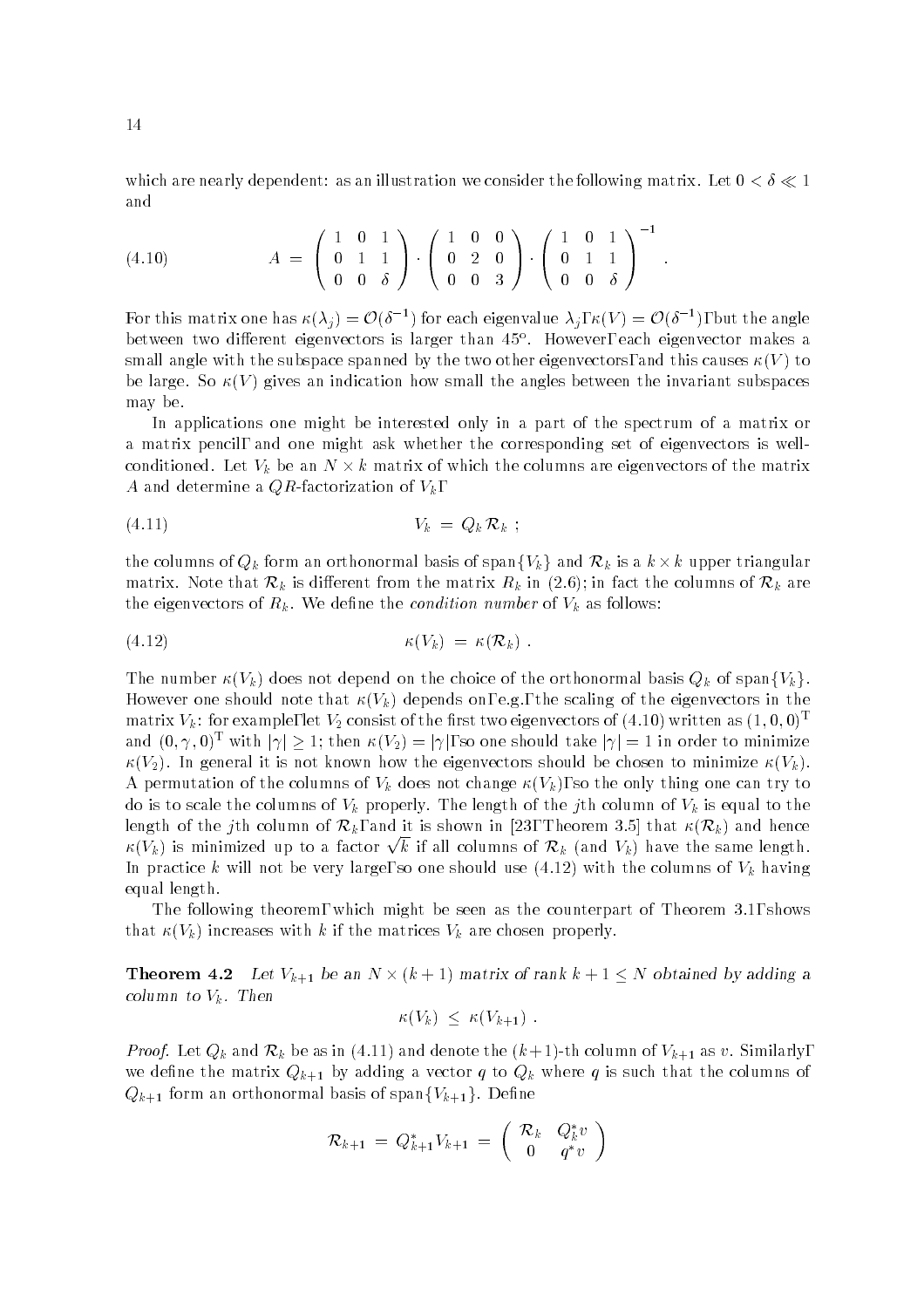which are nearly dependent: as an illustration we consider the following matrix. Let $0 < \delta \ll 1$ and

$$A = \begin{pmatrix} 1 & 0 & 1 \\ 0 & 1 & 1 \\ 0 & 0 & \delta \end{pmatrix} \cdot \begin{pmatrix} 1 & 0 & 0 \\ 0 & 2 & 0 \\ 0 & 0 & 3 \end{pmatrix} \cdot \begin{pmatrix} 1 & 0 & 1 \\ 0 & 1 & 1 \\ 0 & 0 & \delta \end{pmatrix}^{-1} . \tag{4.10}$$

For this matrix one has $\kappa(\lambda_j) = \mathcal{O}(\delta^{-1})$ for each eigenvalue $\lambda_j$, $\kappa(V) = \mathcal{O}(\delta^{-1})$, but the angle between two different eigenvectors is larger than $45^\circ$. However, each eigenvector makes a small angle with the subspace spanned by the two other eigenvectors, and this causes $\kappa(V)$ to be large. So $\kappa(V)$ gives an indication how small the angles between the invariant subspaces may be.

In applications one might be interested only in a part of the spectrum of a matrix or a matrix pencil, and one might ask whether the corresponding set of eigenvectors is well-conditioned. Let $V_k$ be an $N \times k$ matrix of which the columns are eigenvectors of the matrix $A$ and determine a $QR$-factorization of $V_k$,

$$V_k = Q_k \mathcal{R}_k \; ; \tag{4.11}$$

the columns of $Q_k$ form an orthonormal basis of $\text{span}\{V_k\}$ and $\mathcal{R}_k$ is a $k \times k$ upper triangular matrix. Note that $\mathcal{R}_k$ is different from the matrix $R_k$ in (2.6); in fact the columns of $\mathcal{R}_k$ are the eigenvectors of $R_k$. We define the *condition number* of $V_k$ as follows:

$$\kappa(V_k) = \kappa(\mathcal{R}_k) \; . \tag{4.12}$$

The number $\kappa(V_k)$ does not depend on the choice of the orthonormal basis $Q_k$ of $\text{span}\{V_k\}$. However one should note that $\kappa(V_k)$ depends on, e.g., the scaling of the eigenvectors in the matrix $V_k$: for example, let $V_2$ consist of the first two eigenvectors of (4.10) written as $(1,0,0)^{\mathrm{T}}$ and $(0,\gamma,0)^{\mathrm{T}}$ with $|\gamma| \geq 1$; then $\kappa(V_2) = |\gamma|$, so one should take $|\gamma| = 1$ in order to minimize $\kappa(V_2)$. In general it is not known how the eigenvectors should be chosen to minimize $\kappa(V_k)$. A permutation of the columns of $V_k$ does not change $\kappa(V_k)$, so the only thing one can try to do is to scale the columns of $V_k$ properly. The length of the $j$th column of $V_k$ is equal to the length of the $j$th column of $\mathcal{R}_k$, and it is shown in [23, Theorem 3.5] that $\kappa(\mathcal{R}_k)$ and hence $\kappa(V_k)$ is minimized up to a factor $\sqrt{k}$ if all columns of $\mathcal{R}_k$ (and $V_k$) have the same length. In practice $k$ will not be very large, so one should use (4.12) with the columns of $V_k$ having equal length.

The following theorem, which might be seen as the counterpart of Theorem 3.1, shows that $\kappa(V_k)$ increases with $k$ if the matrices $V_k$ are chosen properly.

**Theorem 4.2** *Let $V_{k+1}$ be an $N \times (k+1)$ matrix of rank $k+1 \leq N$ obtained by adding a column to $V_k$. Then*

$$\kappa(V_k) \leq \kappa(V_{k+1}) \; .$$

*Proof.* Let $Q_k$ and $\mathcal{R}_k$ be as in (4.11) and denote the $(k+1)$-th column of $V_{k+1}$ as $v$. Similarly, we define the matrix $Q_{k+1}$ by adding a vector $q$ to $Q_k$ where $q$ is such that the columns of $Q_{k+1}$ form an orthonormal basis of $\text{span}\{V_{k+1}\}$. Define

$$\mathcal{R}_{k+1} = Q_{k+1}^* V_{k+1} = \begin{pmatrix} \mathcal{R}_k & Q_k^* v \\ 0 & q^* v \end{pmatrix}$$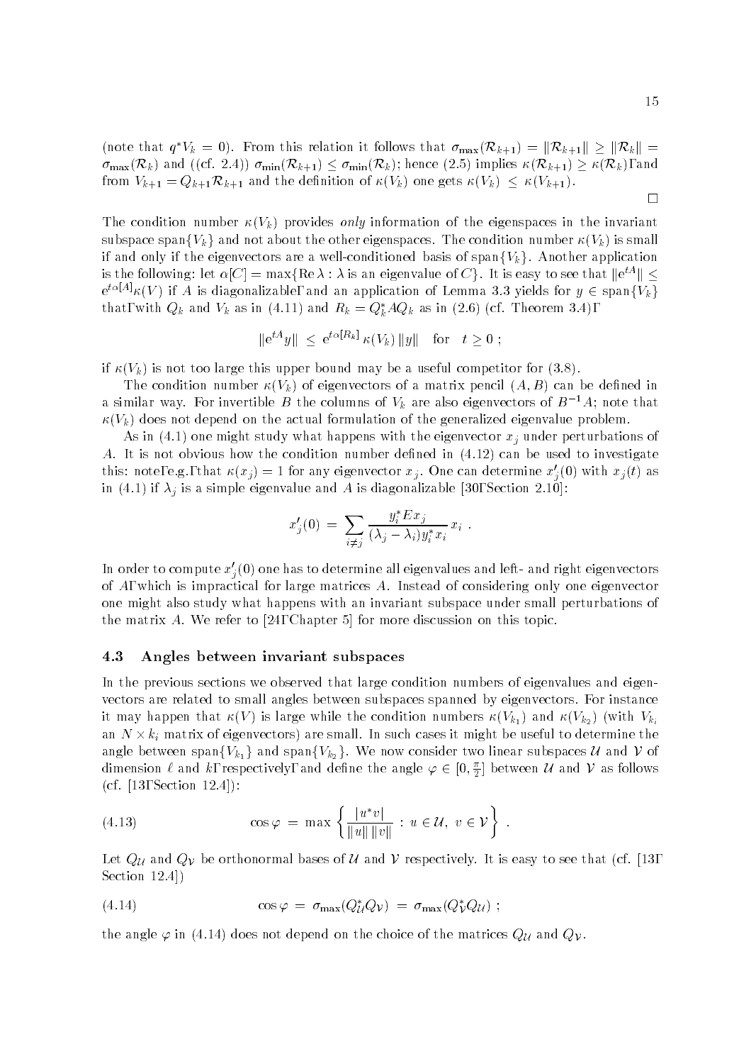(note that $q^* V_k = 0$). From this relation it follows that $\sigma_{\max}(\mathcal{R}_{k+1}) = \|\mathcal{R}_{k+1}\| \geq \|\mathcal{R}_k\| = \sigma_{\max}(\mathcal{R}_k)$ and ((cf. 2.4)) $\sigma_{\min}(\mathcal{R}_{k+1}) \leq \sigma_{\min}(\mathcal{R}_k)$; hence (2.5) implies $\kappa(\mathcal{R}_{k+1}) \geq \kappa(\mathcal{R}_k)$, and from $V_{k+1} = Q_{k+1}\mathcal{R}_{k+1}$ and the definition of $\kappa(V_k)$ one gets $\kappa(V_k) \leq \kappa(V_{k+1})$.

□

The condition number $\kappa(V_k)$ provides *only* information of the eigenspaces in the invariant subspace span$\{V_k\}$ and not about the other eigenspaces. The condition number $\kappa(V_k)$ is small if and only if the eigenvectors are a well-conditioned basis of span$\{V_k\}$. Another application is the following: let $\alpha[C] = \max\{\text{Re}\,\lambda : \lambda \text{ is an eigenvalue of } C\}$. It is easy to see that $\|e^{tA}\| \leq e^{t\alpha[A]}\kappa(V)$ if $A$ is diagonalizable, and an application of Lemma 3.3 yields for $y \in \text{span}\{V_k\}$ that, with $Q_k$ and $V_k$ as in (4.11) and $R_k = Q_k^* A Q_k$ as in (2.6) (cf. Theorem 3.4),

$$\|e^{tA}y\| \;\leq\; e^{t\alpha[R_k]}\,\kappa(V_k)\,\|y\| \quad \text{for} \quad t \geq 0\;;$$

if $\kappa(V_k)$ is not too large this upper bound may be a useful competitor for (3.8).

The condition number $\kappa(V_k)$ of eigenvectors of a matrix pencil $(A, B)$ can be defined in a similar way. For invertible $B$ the columns of $V_k$ are also eigenvectors of $B^{-1}A$; note that $\kappa(V_k)$ does not depend on the actual formulation of the generalized eigenvalue problem.

As in (4.1) one might study what happens with the eigenvector $x_j$ under perturbations of $A$. It is not obvious how the condition number defined in (4.12) can be used to investigate this: note, e.g., that $\kappa(x_j) = 1$ for any eigenvector $x_j$. One can determine $x_j'(0)$ with $x_j(t)$ as in (4.1) if $\lambda_j$ is a simple eigenvalue and $A$ is diagonalizable [30, Section 2.10]:

$$x_j'(0) \;=\; \sum_{i \neq j} \frac{y_i^* E x_j}{(\lambda_j - \lambda_i) y_i^* x_i}\, x_i \;.$$

In order to compute $x_j'(0)$ one has to determine all eigenvalues and left- and right eigenvectors of $A$, which is impractical for large matrices $A$. Instead of considering only one eigenvector one might also study what happens with an invariant subspace under small perturbations of the matrix $A$. We refer to [24, Chapter 5] for more discussion on this topic.

### 4.3 Angles between invariant subspaces

In the previous sections we observed that large condition numbers of eigenvalues and eigenvectors are related to small angles between subspaces spanned by eigenvectors. For instance it may happen that $\kappa(V)$ is large while the condition numbers $\kappa(V_{k_1})$ and $\kappa(V_{k_2})$ (with $V_{k_i}$ an $N \times k_i$ matrix of eigenvectors) are small. In such cases it might be useful to determine the angle between span$\{V_{k_1}\}$ and span$\{V_{k_2}\}$. We now consider two linear subspaces $\mathcal{U}$ and $\mathcal{V}$ of dimension $\ell$ and $k$, respectively, and define the angle $\varphi \in [0, \frac{\pi}{2}]$ between $\mathcal{U}$ and $\mathcal{V}$ as follows (cf. [13, Section 12.4]):

$$\cos\varphi \;=\; \max\left\{ \frac{|u^* v|}{\|u\|\,\|v\|} \;:\; u \in \mathcal{U},\; v \in \mathcal{V} \right\} \;. \tag{4.13}$$

Let $Q_{\mathcal{U}}$ and $Q_{\mathcal{V}}$ be orthonormal bases of $\mathcal{U}$ and $\mathcal{V}$ respectively. It is easy to see that (cf. [13, Section 12.4])

$$\cos\varphi \;=\; \sigma_{\max}(Q_{\mathcal{U}}^* Q_{\mathcal{V}}) \;=\; \sigma_{\max}(Q_{\mathcal{V}}^* Q_{\mathcal{U}}) \;; \tag{4.14}$$

the angle $\varphi$ in (4.14) does not depend on the choice of the matrices $Q_{\mathcal{U}}$ and $Q_{\mathcal{V}}$.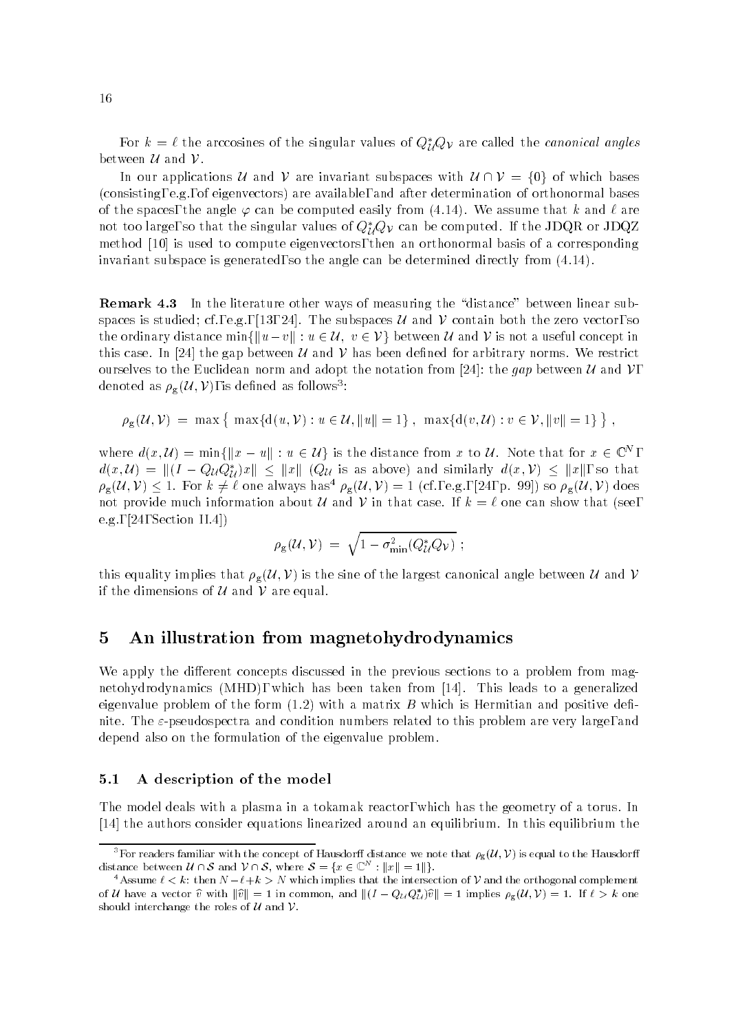For $k = \ell$ the arccosines of the singular values of $Q_{\mathcal{U}}^* Q_{\mathcal{V}}$ are called the *canonical angles* between $\mathcal{U}$ and $\mathcal{V}$.

In our applications $\mathcal{U}$ and $\mathcal{V}$ are invariant subspaces with $\mathcal{U} \cap \mathcal{V} = \{0\}$ of which bases (consisting, e.g., of eigenvectors) are available, and after determination of orthonormal bases of the spaces, the angle $\varphi$ can be computed easily from (4.14). We assume that $k$ and $\ell$ are not too large, so that the singular values of $Q_{\mathcal{U}}^* Q_{\mathcal{V}}$ can be computed. If the JDQR or JDQZ method [10] is used to compute eigenvectors, then an orthonormal basis of a corresponding invariant subspace is generated, so the angle can be determined directly from (4.14).

**Remark 4.3** In the literature other ways of measuring the "distance" between linear subspaces is studied; cf., e.g., [13, 24]. The subspaces $\mathcal{U}$ and $\mathcal{V}$ contain both the zero vector, so the ordinary distance $\min\{\|u - v\| : u \in \mathcal{U},\ v \in \mathcal{V}\}$ between $\mathcal{U}$ and $\mathcal{V}$ is not a useful concept in this case. In [24] the gap between $\mathcal{U}$ and $\mathcal{V}$ has been defined for arbitrary norms. We restrict ourselves to the Euclidean norm and adopt the notation from [24]: the *gap* between $\mathcal{U}$ and $\mathcal{V}$, denoted as $\rho_{\mathrm{g}}(\mathcal{U}, \mathcal{V})$, is defined as follows[3]:

$$\rho_{\mathrm{g}}(\mathcal{U}, \mathcal{V}) \;=\; \max\left\{\, \max\{\mathrm{d}(u, \mathcal{V}) : u \in \mathcal{U}, \|u\| = 1\}\,,\ \max\{\mathrm{d}(v, \mathcal{U}) : v \in \mathcal{V}, \|v\| = 1\}\,\right\},$$

where $d(x, \mathcal{U}) = \min\{\|x - u\| : u \in \mathcal{U}\}$ is the distance from $x$ to $\mathcal{U}$. Note that for $x \in \mathbb{C}^N$, $d(x, \mathcal{U}) = \|(I - Q_{\mathcal{U}} Q_{\mathcal{U}}^*)x\| \leq \|x\|$ ($Q_{\mathcal{U}}$ is as above) and similarly $d(x, \mathcal{V}) \leq \|x\|$, so that $\rho_{\mathrm{g}}(\mathcal{U}, \mathcal{V}) \leq 1$. For $k \neq \ell$ one always has[4] $\rho_{\mathrm{g}}(\mathcal{U}, \mathcal{V}) = 1$ (cf., e.g., [24, p. 99]) so $\rho_{\mathrm{g}}(\mathcal{U}, \mathcal{V})$ does not provide much information about $\mathcal{U}$ and $\mathcal{V}$ in that case. If $k = \ell$ one can show that (see, e.g., [24, Section II.4])

$$\rho_{\mathrm{g}}(\mathcal{U}, \mathcal{V}) \;=\; \sqrt{1 - \sigma_{\min}^2(Q_{\mathcal{U}}^* Q_{\mathcal{V}})}\ ;$$

this equality implies that $\rho_{\mathrm{g}}(\mathcal{U}, \mathcal{V})$ is the sine of the largest canonical angle between $\mathcal{U}$ and $\mathcal{V}$ if the dimensions of $\mathcal{U}$ and $\mathcal{V}$ are equal.

# 5 An illustration from magnetohydrodynamics

We apply the different concepts discussed in the previous sections to a problem from magnetohydrodynamics (MHD), which has been taken from [14]. This leads to a generalized eigenvalue problem of the form (1.2) with a matrix $B$ which is Hermitian and positive definite. The $\varepsilon$-pseudospectra and condition numbers related to this problem are very large, and depend also on the formulation of the eigenvalue problem.

## 5.1 A description of the model

The model deals with a plasma in a tokamak reactor, which has the geometry of a torus. In [14] the authors consider equations linearized around an equilibrium. In this equilibrium the

---

[3] For readers familiar with the concept of Hausdorff distance we note that $\rho_{\mathrm{g}}(\mathcal{U}, \mathcal{V})$ is equal to the Hausdorff distance between $\mathcal{U} \cap \mathcal{S}$ and $\mathcal{V} \cap \mathcal{S}$, where $\mathcal{S} = \{x \in \mathbb{C}^N : \|x\| = 1\|\}$.

[4] Assume $\ell < k$: then $N - \ell + k > N$ which implies that the intersection of $\mathcal{V}$ and the orthogonal complement of $\mathcal{U}$ have a vector $\widehat{v}$ with $\|\widehat{v}\| = 1$ in common, and $\|(I - Q_{\mathcal{U}} Q_{\mathcal{U}}^*)\widehat{v}\| = 1$ implies $\rho_{\mathrm{g}}(\mathcal{U}, \mathcal{V}) = 1$. If $\ell > k$ one should interchange the roles of $\mathcal{U}$ and $\mathcal{V}$.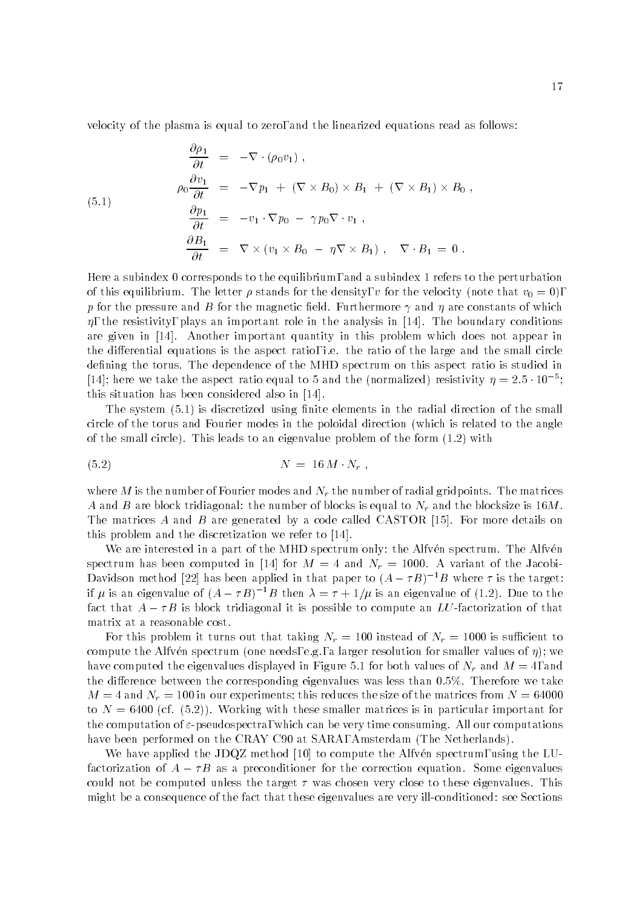velocity of the plasma is equal to zero, and the linearized equations read as follows:

$$
\begin{aligned}
\frac{\partial \rho_1}{\partial t} &= -\nabla \cdot (\rho_0 v_1) , \\
\rho_0 \frac{\partial v_1}{\partial t} &= -\nabla p_1 \ + \ (\nabla \times B_0) \times B_1 \ + \ (\nabla \times B_1) \times B_0 , \\
\frac{\partial p_1}{\partial t} &= -v_1 \cdot \nabla p_0 \ - \ \gamma p_0 \nabla \cdot v_1 , \\
\frac{\partial B_1}{\partial t} &= \nabla \times (v_1 \times B_0 \ - \ \eta \nabla \times B_1) , \quad \nabla \cdot B_1 \ = \ 0 .
\end{aligned}
\tag{5.1}
$$

Here a subindex 0 corresponds to the equilibrium, and a subindex 1 refers to the perturbation of this equilibrium. The letter $\rho$ stands for the density, $v$ for the velocity (note that $v_0 = 0$), $p$ for the pressure and $B$ for the magnetic field. Furthermore $\gamma$ and $\eta$ are constants of which $\eta$, the resistivity, plays an important role in the analysis in [14]. The boundary conditions are given in [14]. Another important quantity in this problem which does not appear in the differential equations is the aspect ratio, i.e. the ratio of the large and the small circle defining the torus. The dependence of the MHD spectrum on this aspect ratio is studied in [14]; here we take the aspect ratio equal to 5 and the (normalized) resistivity $\eta = 2.5 \cdot 10^{-5}$; this situation has been considered also in [14].

The system (5.1) is discretized using finite elements in the radial direction of the small circle of the torus and Fourier modes in the poloidal direction (which is related to the angle of the small circle). This leads to an eigenvalue problem of the form (1.2) with

$$
N \ = \ 16 \, M \cdot N_r \ , \tag{5.2}
$$

where $M$ is the number of Fourier modes and $N_r$ the number of radial gridpoints. The matrices $A$ and $B$ are block tridiagonal: the number of blocks is equal to $N_r$ and the blocksize is $16M$. The matrices $A$ and $B$ are generated by a code called CASTOR [15]. For more details on this problem and the discretization we refer to [14].

We are interested in a part of the MHD spectrum only: the Alfvén spectrum. The Alfvén spectrum has been computed in [14] for $M = 4$ and $N_r = 1000$. A variant of the Jacobi-Davidson method [22] has been applied in that paper to $(A - \tau B)^{-1} B$ where $\tau$ is the target: if $\mu$ is an eigenvalue of $(A - \tau B)^{-1} B$ then $\lambda = \tau + 1/\mu$ is an eigenvalue of (1.2). Due to the fact that $A - \tau B$ is block tridiagonal it is possible to compute an $LU$-factorization of that matrix at a reasonable cost.

For this problem it turns out that taking $N_r = 100$ instead of $N_r = 1000$ is sufficient to compute the Alfvén spectrum (one needs, e.g., a larger resolution for smaller values of $\eta$); we have computed the eigenvalues displayed in Figure 5.1 for both values of $N_r$ and $M = 4$, and the difference between the corresponding eigenvalues was less than 0.5%. Therefore we take $M = 4$ and $N_r = 100$ in our experiments; this reduces the size of the matrices from $N = 64000$ to $N = 6400$ (cf. (5.2)). Working with these smaller matrices is in particular important for the computation of $\varepsilon$-pseudospectra, which can be very time consuming. All our computations have been performed on the CRAY C90 at SARA, Amsterdam (The Netherlands).

We have applied the JDQZ method [10] to compute the Alfvén spectrum, using the LU-factorization of $A - \tau B$ as a preconditioner for the correction equation. Some eigenvalues could not be computed unless the target $\tau$ was chosen very close to these eigenvalues. This might be a consequence of the fact that these eigenvalues are very ill-conditioned: see Sections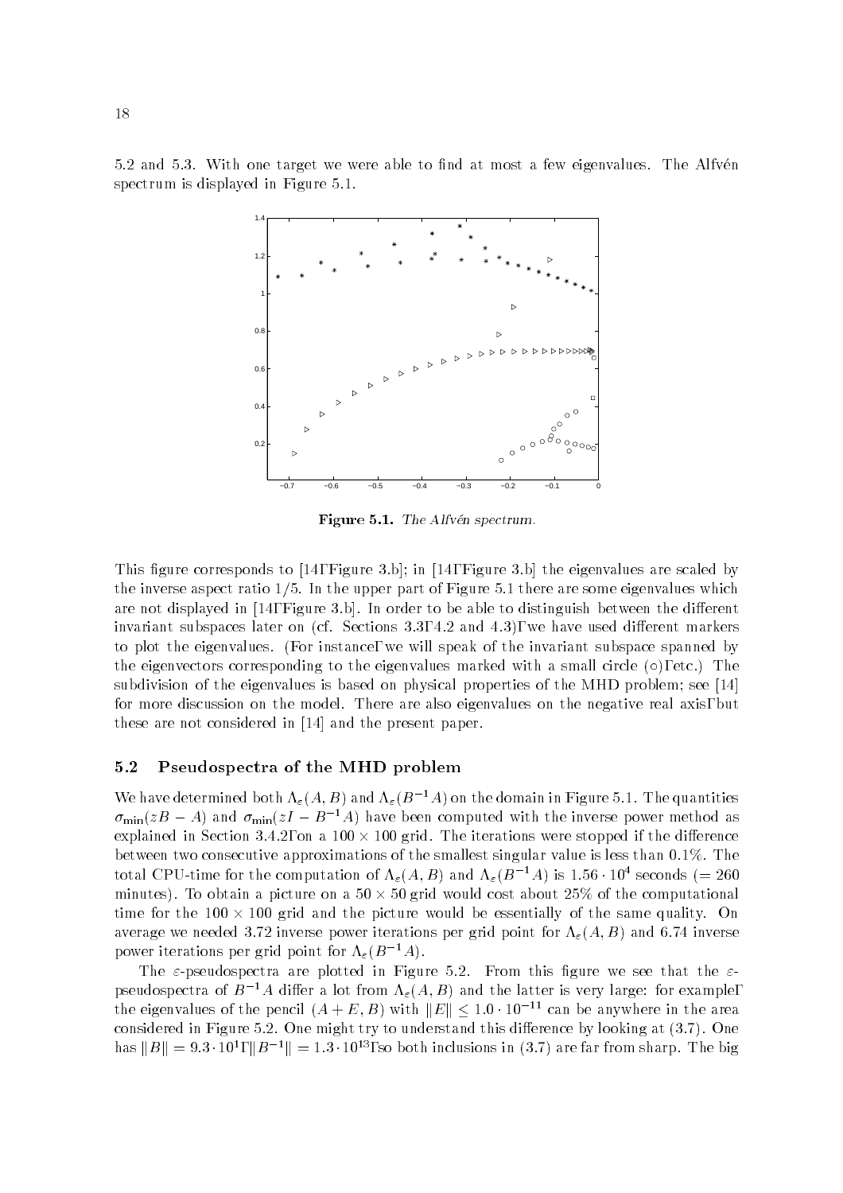5.2 and 5.3. With one target we were able to find at most a few eigenvalues. The Alfvén spectrum is displayed in Figure 5.1.

**Figure 5.1.** *The Alfvén spectrum.*

This figure corresponds to [14, Figure 3.b]; in [14, Figure 3.b] the eigenvalues are scaled by the inverse aspect ratio 1/5. In the upper part of Figure 5.1 there are some eigenvalues which are not displayed in [14, Figure 3.b]. In order to be able to distinguish between the different invariant subspaces later on (cf. Sections 3.3, 4.2 and 4.3), we have used different markers to plot the eigenvalues. (For instance, we will speak of the invariant subspace spanned by the eigenvectors corresponding to the eigenvalues marked with a small circle ($\circ$), etc.) The subdivision of the eigenvalues is based on physical properties of the MHD problem; see [14] for more discussion on the model. There are also eigenvalues on the negative real axis, but these are not considered in [14] and the present paper.

### 5.2 Pseudospectra of the MHD problem

We have determined both $\Lambda_\varepsilon(A, B)$ and $\Lambda_\varepsilon(B^{-1}A)$ on the domain in Figure 5.1. The quantities $\sigma_{\min}(zB - A)$ and $\sigma_{\min}(zI - B^{-1}A)$ have been computed with the inverse power method as explained in Section 3.4.2, on a $100 \times 100$ grid. The iterations were stopped if the difference between two consecutive approximations of the smallest singular value is less than 0.1%. The total CPU-time for the computation of $\Lambda_\varepsilon(A, B)$ and $\Lambda_\varepsilon(B^{-1}A)$ is $1.56 \cdot 10^4$ seconds ($= 260$ minutes). To obtain a picture on a $50 \times 50$ grid would cost about 25% of the computational time for the $100 \times 100$ grid and the picture would be essentially of the same quality. On average we needed 3.72 inverse power iterations per grid point for $\Lambda_\varepsilon(A, B)$ and 6.74 inverse power iterations per grid point for $\Lambda_\varepsilon(B^{-1}A)$.

The $\varepsilon$-pseudospectra are plotted in Figure 5.2. From this figure we see that the $\varepsilon$-pseudospectra of $B^{-1}A$ differ a lot from $\Lambda_\varepsilon(A, B)$ and the latter is very large: for example, the eigenvalues of the pencil $(A + E, B)$ with $\|E\| \leq 1.0 \cdot 10^{-11}$ can be anywhere in the area considered in Figure 5.2. One might try to understand this difference by looking at (3.7). One has $\|B\| = 9.3 \cdot 10^1$, $\|B^{-1}\| = 1.3 \cdot 10^{13}$, so both inclusions in (3.7) are far from sharp. The big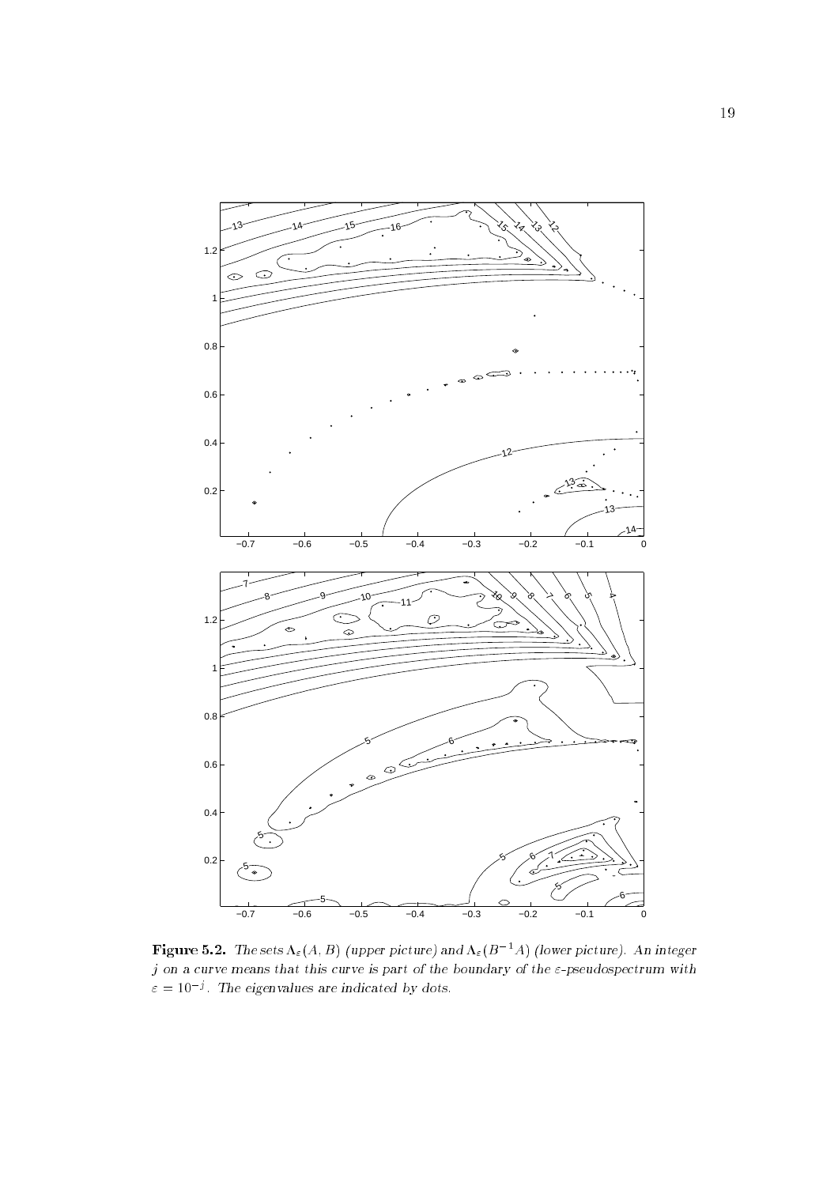**Figure 5.2.** *The sets $\Lambda_\varepsilon(A, B)$ (upper picture) and $\Lambda_\varepsilon(B^{-1}A)$ (lower picture). An integer $j$ on a curve means that this curve is part of the boundary of the $\varepsilon$-pseudospectrum with $\varepsilon = 10^{-j}$. The eigenvalues are indicated by dots.*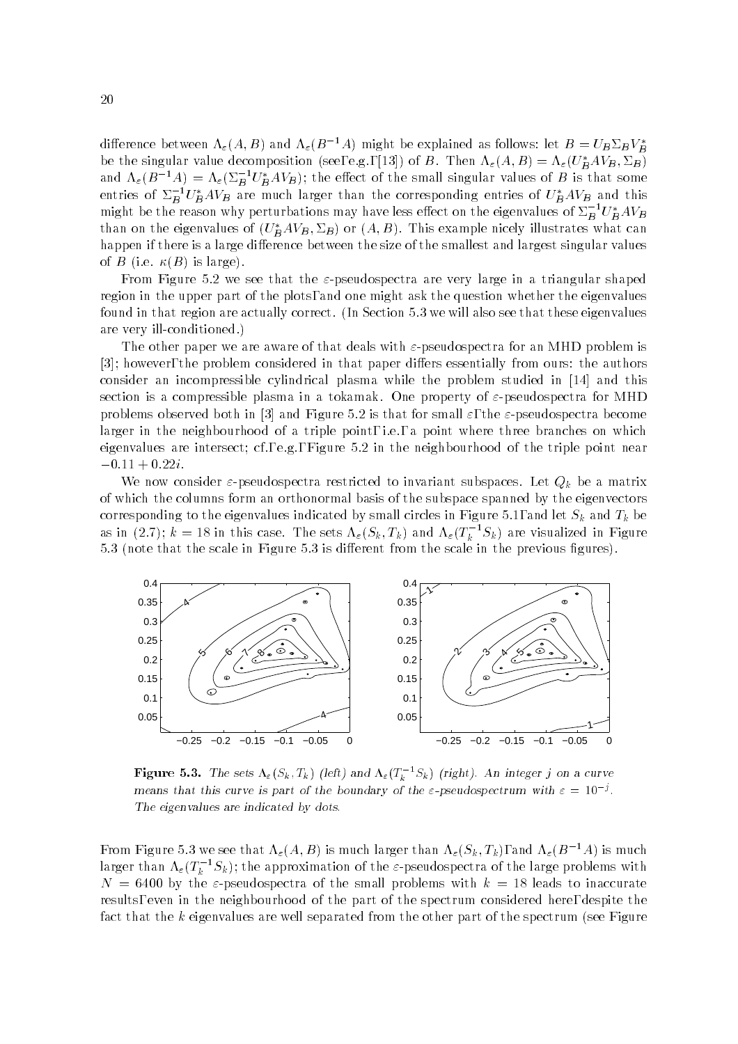difference between $\Lambda_\varepsilon(A, B)$ and $\Lambda_\varepsilon(B^{-1}A)$ might be explained as follows: let $B = U_B \Sigma_B V_B^*$ be the singular value decomposition (see, e.g., [13]) of $B$. Then $\Lambda_\varepsilon(A, B) = \Lambda_\varepsilon(U_B^* A V_B, \Sigma_B)$ and $\Lambda_\varepsilon(B^{-1}A) = \Lambda_\varepsilon(\Sigma_B^{-1} U_B^* A V_B)$; the effect of the small singular values of $B$ is that some entries of $\Sigma_B^{-1} U_B^* A V_B$ are much larger than the corresponding entries of $U_B^* A V_B$ and this might be the reason why perturbations may have less effect on the eigenvalues of $\Sigma_B^{-1} U_B^* A V_B$ than on the eigenvalues of $(U_B^* A V_B, \Sigma_B)$ or $(A, B)$. This example nicely illustrates what can happen if there is a large difference between the size of the smallest and largest singular values of $B$ (i.e. $\kappa(B)$ is large).

From Figure 5.2 we see that the $\varepsilon$-pseudospectra are very large in a triangular shaped region in the upper part of the plots, and one might ask the question whether the eigenvalues found in that region are actually correct. (In Section 5.3 we will also see that these eigenvalues are very ill-conditioned.)

The other paper we are aware of that deals with $\varepsilon$-pseudospectra for an MHD problem is [3]; however, the problem considered in that paper differs essentially from ours: the authors consider an incompressible cylindrical plasma while the problem studied in [14] and this section is a compressible plasma in a tokamak. One property of $\varepsilon$-pseudospectra for MHD problems observed both in [3] and Figure 5.2 is that for small $\varepsilon$, the $\varepsilon$-pseudospectra become larger in the neighbourhood of a triple point, i.e., a point where three branches on which eigenvalues are intersect; cf., e.g., Figure 5.2 in the neighbourhood of the triple point near $-0.11 + 0.22i$.

We now consider $\varepsilon$-pseudospectra restricted to invariant subspaces. Let $Q_k$ be a matrix of which the columns form an orthonormal basis of the subspace spanned by the eigenvectors corresponding to the eigenvalues indicated by small circles in Figure 5.1, and let $S_k$ and $T_k$ be as in (2.7); $k = 18$ in this case. The sets $\Lambda_\varepsilon(S_k, T_k)$ and $\Lambda_\varepsilon(T_k^{-1} S_k)$ are visualized in Figure 5.3 (note that the scale in Figure 5.3 is different from the scale in the previous figures).

**Figure 5.3.** *The sets $\Lambda_\varepsilon(S_k, T_k)$ (left) and $\Lambda_\varepsilon(T_k^{-1} S_k)$ (right). An integer $j$ on a curve means that this curve is part of the boundary of the $\varepsilon$-pseudospectrum with $\varepsilon = 10^{-j}$. The eigenvalues are indicated by dots.*

From Figure 5.3 we see that $\Lambda_\varepsilon(A, B)$ is much larger than $\Lambda_\varepsilon(S_k, T_k)$, and $\Lambda_\varepsilon(B^{-1}A)$ is much larger than $\Lambda_\varepsilon(T_k^{-1} S_k)$; the approximation of the $\varepsilon$-pseudospectra of the large problems with $N = 6400$ by the $\varepsilon$-pseudospectra of the small problems with $k = 18$ leads to inaccurate results, even in the neighbourhood of the part of the spectrum considered here, despite the fact that the $k$ eigenvalues are well separated from the other part of the spectrum (see Figure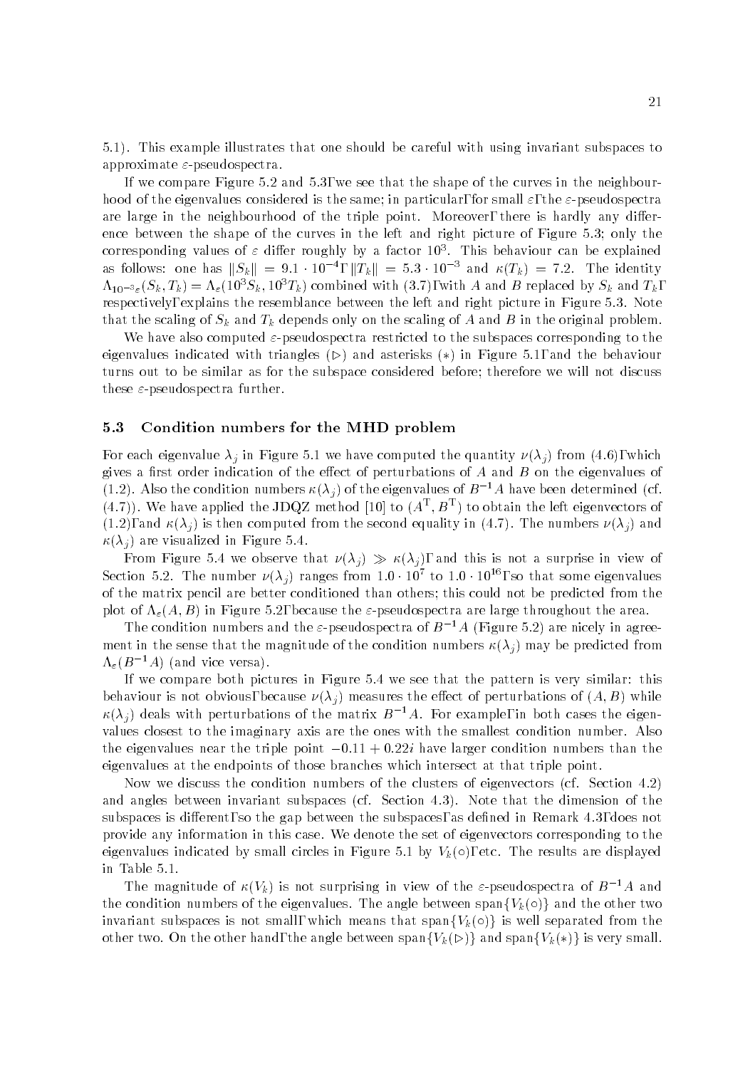5.1). This example illustrates that one should be careful with using invariant subspaces to approximate $\varepsilon$-pseudospectra.

If we compare Figure 5.2 and 5.3, we see that the shape of the curves in the neighbourhood of the eigenvalues considered is the same; in particular, for small $\varepsilon$, the $\varepsilon$-pseudospectra are large in the neighbourhood of the triple point. Moreover, there is hardly any difference between the shape of the curves in the left and right picture of Figure 5.3; only the corresponding values of $\varepsilon$ differ roughly by a factor $10^3$. This behaviour can be explained as follows: one has $\|S_k\| = 9.1 \cdot 10^{-4}$, $\|T_k\| = 5.3 \cdot 10^{-3}$ and $\kappa(T_k) = 7.2$. The identity $\Lambda_{10^{-3}\varepsilon}(S_k, T_k) = \Lambda_\varepsilon(10^3 S_k, 10^3 T_k)$ combined with (3.7), with $A$ and $B$ replaced by $S_k$ and $T_k$, respectively, explains the resemblance between the left and right picture in Figure 5.3. Note that the scaling of $S_k$ and $T_k$ depends only on the scaling of $A$ and $B$ in the original problem.

We have also computed $\varepsilon$-pseudospectra restricted to the subspaces corresponding to the eigenvalues indicated with triangles ($\triangleright$) and asterisks ($*$) in Figure 5.1, and the behaviour turns out to be similar as for the subspace considered before; therefore we will not discuss these $\varepsilon$-pseudospectra further.

### 5.3 Condition numbers for the MHD problem

For each eigenvalue $\lambda_j$ in Figure 5.1 we have computed the quantity $\nu(\lambda_j)$ from (4.6), which gives a first order indication of the effect of perturbations of $A$ and $B$ on the eigenvalues of (1.2). Also the condition numbers $\kappa(\lambda_j)$ of the eigenvalues of $B^{-1}A$ have been determined (cf. (4.7)). We have applied the JDQZ method [10] to $(A^{\mathrm{T}}, B^{\mathrm{T}})$ to obtain the left eigenvectors of (1.2), and $\kappa(\lambda_j)$ is then computed from the second equality in (4.7). The numbers $\nu(\lambda_j)$ and $\kappa(\lambda_j)$ are visualized in Figure 5.4.

From Figure 5.4 we observe that $\nu(\lambda_j) \gg \kappa(\lambda_j)$, and this is not a surprise in view of Section 5.2. The number $\nu(\lambda_j)$ ranges from $1.0 \cdot 10^7$ to $1.0 \cdot 10^{16}$, so that some eigenvalues of the matrix pencil are better conditioned than others; this could not be predicted from the plot of $\Lambda_\varepsilon(A, B)$ in Figure 5.2, because the $\varepsilon$-pseudospectra are large throughout the area.

The condition numbers and the $\varepsilon$-pseudospectra of $B^{-1}A$ (Figure 5.2) are nicely in agreement in the sense that the magnitude of the condition numbers $\kappa(\lambda_j)$ may be predicted from $\Lambda_\varepsilon(B^{-1}A)$ (and vice versa).

If we compare both pictures in Figure 5.4 we see that the pattern is very similar: this behaviour is not obvious, because $\nu(\lambda_j)$ measures the effect of perturbations of $(A, B)$ while $\kappa(\lambda_j)$ deals with perturbations of the matrix $B^{-1}A$. For example, in both cases the eigenvalues closest to the imaginary axis are the ones with the smallest condition number. Also the eigenvalues near the triple point $-0.11 + 0.22i$ have larger condition numbers than the eigenvalues at the endpoints of those branches which intersect at that triple point.

Now we discuss the condition numbers of the clusters of eigenvectors (cf. Section 4.2) and angles between invariant subspaces (cf. Section 4.3). Note that the dimension of the subspaces is different, so the gap between the subspaces, as defined in Remark 4.3, does not provide any information in this case. We denote the set of eigenvectors corresponding to the eigenvalues indicated by small circles in Figure 5.1 by $V_k(\circ)$, etc. The results are displayed in Table 5.1.

The magnitude of $\kappa(V_k)$ is not surprising in view of the $\varepsilon$-pseudospectra of $B^{-1}A$ and the condition numbers of the eigenvalues. The angle between $\mathrm{span}\{V_k(\circ)\}$ and the other two invariant subspaces is not small, which means that $\mathrm{span}\{V_k(\circ)\}$ is well separated from the other two. On the other hand, the angle between $\mathrm{span}\{V_k(\triangleright)\}$ and $\mathrm{span}\{V_k(*)\}$ is very small.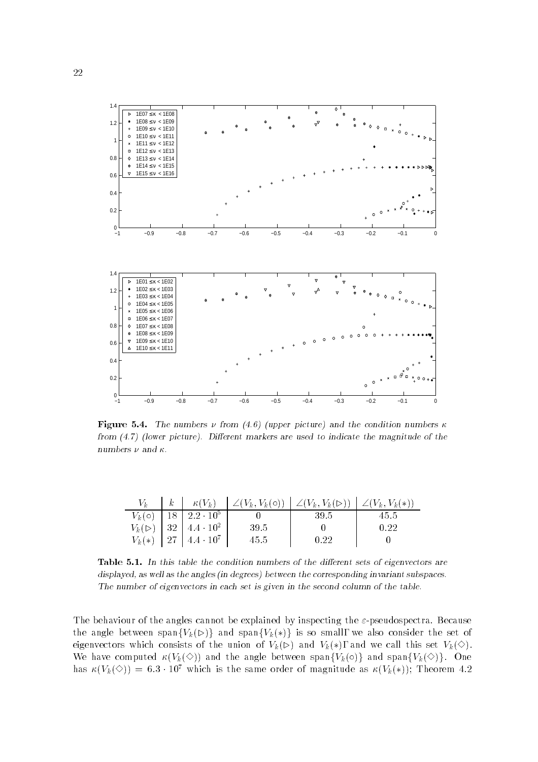**Figure 5.4.** *The numbers $\nu$ from (4.6) (upper picture) and the condition numbers $\kappa$ from (4.7) (lower picture). Different markers are used to indicate the magnitude of the numbers $\nu$ and $\kappa$.*

| $V_k$ | $k$ | $\kappa(V_k)$ | $\angle(V_k, V_k(\circ))$ | $\angle(V_k, V_k(\triangleright))$ | $\angle(V_k, V_k(*))$ |
|---|---|---|---|---|---|
| $V_k(\circ)$ | 18 | $2.2 \cdot 10^5$ | 0 | 39.5 | 45.5 |
| $V_k(\triangleright)$ | 32 | $4.4 \cdot 10^2$ | 39.5 | 0 | 0.22 |
| $V_k(*)$ | 27 | $4.4 \cdot 10^7$ | 45.5 | 0.22 | 0 |

**Table 5.1.** *In this table the condition numbers of the different sets of eigenvectors are displayed, as well as the angles (in degrees) between the corresponding invariant subspaces. The number of eigenvectors in each set is given in the second column of the table.*

The behaviour of the angles cannot be explained by inspecting the $\varepsilon$-pseudospectra. Because the angle between span$\{V_k(\triangleright)\}$ and span$\{V_k(*)\}$ is so small, we also consider the set of eigenvectors which consists of the union of $V_k(\triangleright)$ and $V_k(*)$, and we call this set $V_k(\diamond)$. We have computed $\kappa(V_k(\diamond))$ and the angle between span$\{V_k(\circ)\}$ and span$\{V_k(\diamond)\}$. One has $\kappa(V_k(\diamond)) = 6.3 \cdot 10^7$ which is the same order of magnitude as $\kappa(V_k(*))$; Theorem 4.2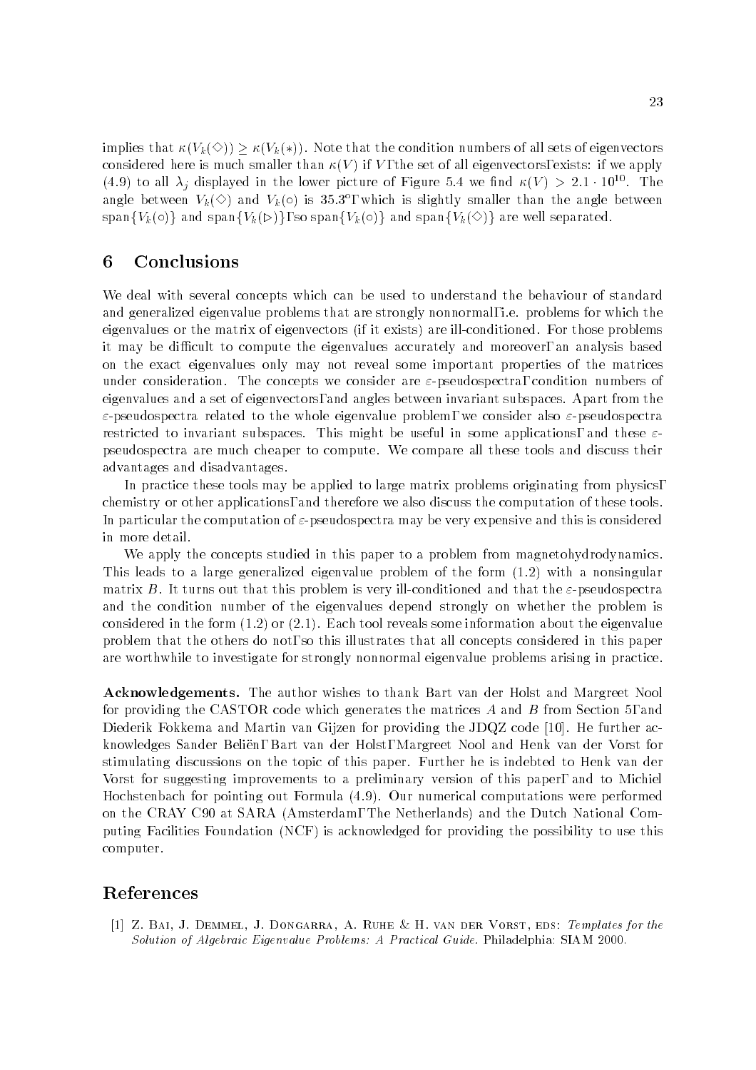implies that $\kappa(V_k(\diamond)) \geq \kappa(V_k(*))$. Note that the condition numbers of all sets of eigenvectors considered here is much smaller than $\kappa(V)$ if $V$, the set of all eigenvectors, exists: if we apply (4.9) to all $\lambda_j$ displayed in the lower picture of Figure 5.4 we find $\kappa(V) > 2.1 \cdot 10^{10}$. The angle between $V_k(\diamond)$ and $V_k(\circ)$ is $35.3^\circ$, which is slightly smaller than the angle between $\text{span}\{V_k(\circ)\}$ and $\text{span}\{V_k(\triangleright)\}$, so $\text{span}\{V_k(\circ)\}$ and $\text{span}\{V_k(\diamond)\}$ are well separated.

## 6 Conclusions

We deal with several concepts which can be used to understand the behaviour of standard and generalized eigenvalue problems that are strongly nonnormal, i.e. problems for which the eigenvalues or the matrix of eigenvectors (if it exists) are ill-conditioned. For those problems it may be difficult to compute the eigenvalues accurately and moreover, an analysis based on the exact eigenvalues only may not reveal some important properties of the matrices under consideration. The concepts we consider are $\varepsilon$-pseudospectra, condition numbers of eigenvalues and a set of eigenvectors, and angles between invariant subspaces. Apart from the $\varepsilon$-pseudospectra related to the whole eigenvalue problem, we consider also $\varepsilon$-pseudospectra restricted to invariant subspaces. This might be useful in some applications, and these $\varepsilon$-pseudospectra are much cheaper to compute. We compare all these tools and discuss their advantages and disadvantages.

In practice these tools may be applied to large matrix problems originating from physics, chemistry or other applications, and therefore we also discuss the computation of these tools. In particular the computation of $\varepsilon$-pseudospectra may be very expensive and this is considered in more detail.

We apply the concepts studied in this paper to a problem from magnetohydrodynamics. This leads to a large generalized eigenvalue problem of the form (1.2) with a nonsingular matrix $B$. It turns out that this problem is very ill-conditioned and that the $\varepsilon$-pseudospectra and the condition number of the eigenvalues depend strongly on whether the problem is considered in the form (1.2) or (2.1). Each tool reveals some information about the eigenvalue problem that the others do not, so this illustrates that all concepts considered in this paper are worthwhile to investigate for strongly nonnormal eigenvalue problems arising in practice.

**Acknowledgements.** The author wishes to thank Bart van der Holst and Margreet Nool for providing the CASTOR code which generates the matrices $A$ and $B$ from Section 5, and Diederik Fokkema and Martin van Gijzen for providing the JDQZ code [10]. He further acknowledges Sander Beliën, Bart van der Holst, Margreet Nool and Henk van der Vorst for stimulating discussions on the topic of this paper. Further he is indebted to Henk van der Vorst for suggesting improvements to a preliminary version of this paper, and to Michiel Hochstenbach for pointing out Formula (4.9). Our numerical computations were performed on the CRAY C90 at SARA (Amsterdam, The Netherlands) and the Dutch National Computing Facilities Foundation (NCF) is acknowledged for providing the possibility to use this computer.

## References

[1] Z. Bai, J. Demmel, J. Dongarra, A. Ruhe & H. van der Vorst, eds: *Templates for the Solution of Algebraic Eigenvalue Problems: A Practical Guide.* Philadelphia: SIAM 2000.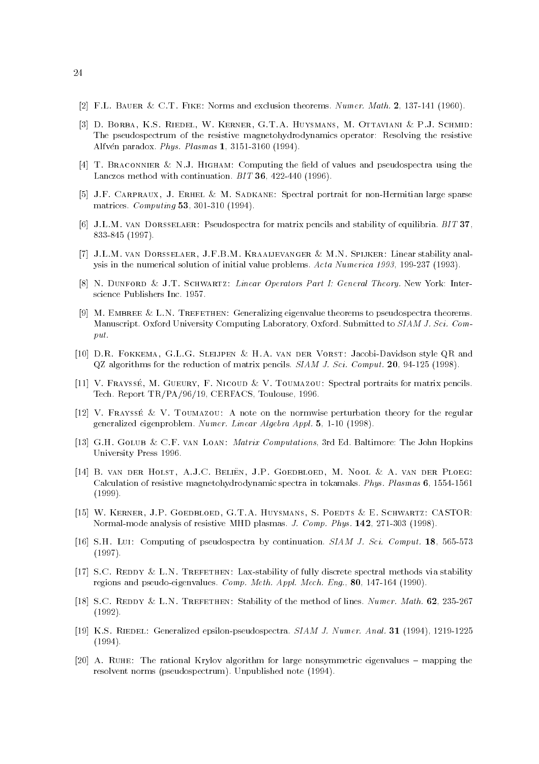[2] F.L. Bauer & C.T. Fike: Norms and exclusion theorems. *Numer. Math.* **2**, 137-141 (1960).

[3] D. Borba, K.S. Riedel, W. Kerner, G.T.A. Huysmans, M. Ottaviani & P.J. Schmid: The pseudospectrum of the resistive magnetohydrodynamics operator: Resolving the resistive Alfvén paradox. *Phys. Plasmas* **1**, 3151-3160 (1994).

[4] T. Braconnier & N.J. Higham: Computing the field of values and pseudospectra using the Lanczos method with continuation. *BIT* **36**, 422-440 (1996).

[5] J.F. Carpraux, J. Erhel & M. Sadkane: Spectral portrait for non-Hermitian large sparse matrices. *Computing* **53**, 301-310 (1994).

[6] J.L.M. van Dorsselaer: Pseudospectra for matrix pencils and stability of equilibria. *BIT* **37**, 833-845 (1997).

[7] J.L.M. van Dorsselaer, J.F.B.M. Kraaijevanger & M.N. Spijker: Linear stability analysis in the numerical solution of initial value problems. *Acta Numerica 1993*, 199-237 (1993).

[8] N. Dunford & J.T. Schwartz: *Linear Operators Part I: General Theory.* New York: Interscience Publishers Inc. 1957.

[9] M. Embree & L.N. Trefethen: Generalizing eigenvalue theorems to pseudospectra theorems. Manuscript. Oxford University Computing Laboratory, Oxford. Submitted to *SIAM J. Sci. Comput.*

[10] D.R. Fokkema, G.L.G. Sleijpen & H.A. van der Vorst: Jacobi-Davidson style QR and QZ algorithms for the reduction of matrix pencils. *SIAM J. Sci. Comput.* **20**, 94-125 (1998).

[11] V. Frayssé, M. Gueury, F. Nicoud & V. Toumazou: Spectral portraits for matrix pencils. Tech. Report TR/PA/96/19, CERFACS, Toulouse, 1996.

[12] V. Frayssé & V. Toumazou: A note on the normwise perturbation theory for the regular generalized eigenproblem. *Numer. Linear Algebra Appl.* **5**, 1-10 (1998).

[13] G.H. Golub & C.F. van Loan: *Matrix Computations*, 3rd Ed. Baltimore: The John Hopkins University Press 1996.

[14] B. van der Holst, A.J.C. Beliën, J.P. Goedbloed, M. Nool & A. van der Ploeg: Calculation of resistive magnetohydrodynamic spectra in tokamaks. *Phys. Plasmas* **6**, 1554-1561 (1999).

[15] W. Kerner, J.P. Goedbloed, G.T.A. Huysmans, S. Poedts & E. Schwartz: CASTOR: Normal-mode analysis of resistive MHD plasmas. *J. Comp. Phys.* **142**, 271-303 (1998).

[16] S.H. Lui: Computing of pseudospectra by continuation. *SIAM J. Sci. Comput.* **18**, 565-573 (1997).

[17] S.C. Reddy & L.N. Trefethen: Lax-stability of fully discrete spectral methods via stability regions and pseudo-eigenvalues. *Comp. Meth. Appl. Mech. Eng.*, **80**, 147-164 (1990).

[18] S.C. Reddy & L.N. Trefethen: Stability of the method of lines. *Numer. Math.* **62**, 235-267 (1992).

[19] K.S. Riedel: Generalized epsilon-pseudospectra. *SIAM J. Numer. Anal.* **31** (1994), 1219-1225 (1994).

[20] A. Ruhe: The rational Krylov algorithm for large nonsymmetric eigenvalues – mapping the resolvent norms (pseudospectrum). Unpublished note (1994).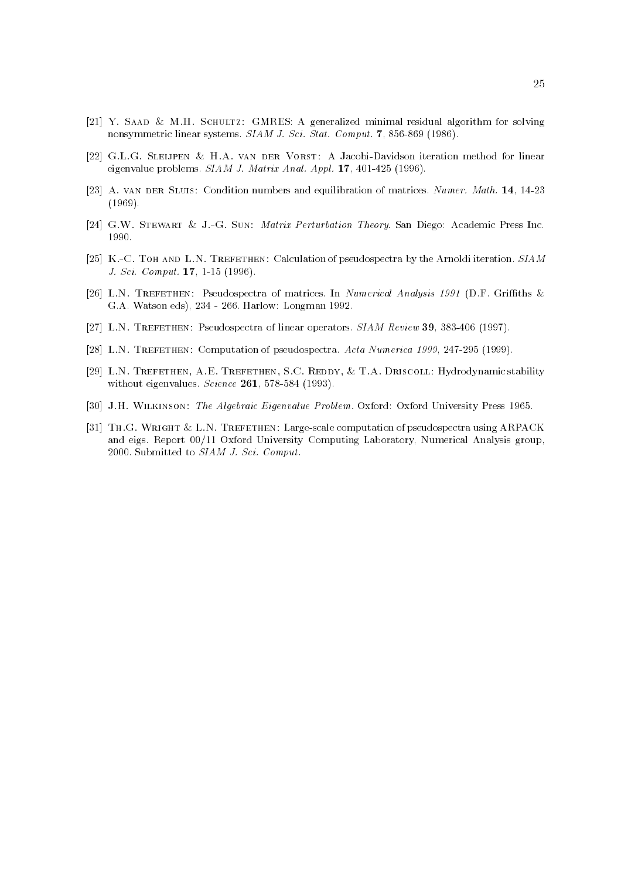[21] Y. Saad & M.H. Schultz: GMRES: A generalized minimal residual algorithm for solving nonsymmetric linear systems. *SIAM J. Sci. Stat. Comput.* **7**, 856-869 (1986).

[22] G.L.G. Sleijpen & H.A. van der Vorst: A Jacobi-Davidson iteration method for linear eigenvalue problems. *SIAM J. Matrix Anal. Appl.* **17**, 401-425 (1996).

[23] A. van der Sluis: Condition numbers and equilibration of matrices. *Numer. Math.* **14**, 14-23 (1969).

[24] G.W. Stewart & J.-G. Sun: *Matrix Perturbation Theory.* San Diego: Academic Press Inc. 1990.

[25] K.-C. Toh and L.N. Trefethen: Calculation of pseudospectra by the Arnoldi iteration. *SIAM J. Sci. Comput.* **17**, 1-15 (1996).

[26] L.N. Trefethen: Pseudospectra of matrices. In *Numerical Analysis 1991* (D.F. Griffiths & G.A. Watson eds), 234 - 266. Harlow: Longman 1992.

[27] L.N. Trefethen: Pseudospectra of linear operators. *SIAM Review* **39**, 383-406 (1997).

[28] L.N. Trefethen: Computation of pseudospectra. *Acta Numerica 1999*, 247-295 (1999).

[29] L.N. Trefethen, A.E. Trefethen, S.C. Reddy, & T.A. Driscoll: Hydrodynamic stability without eigenvalues. *Science* **261**, 578-584 (1993).

[30] J.H. Wilkinson: *The Algebraic Eigenvalue Problem.* Oxford: Oxford University Press 1965.

[31] Th.G. Wright & L.N. Trefethen: Large-scale computation of pseudospectra using ARPACK and eigs. Report 00/11 Oxford University Computing Laboratory, Numerical Analysis group, 2000. Submitted to *SIAM J. Sci. Comput.*